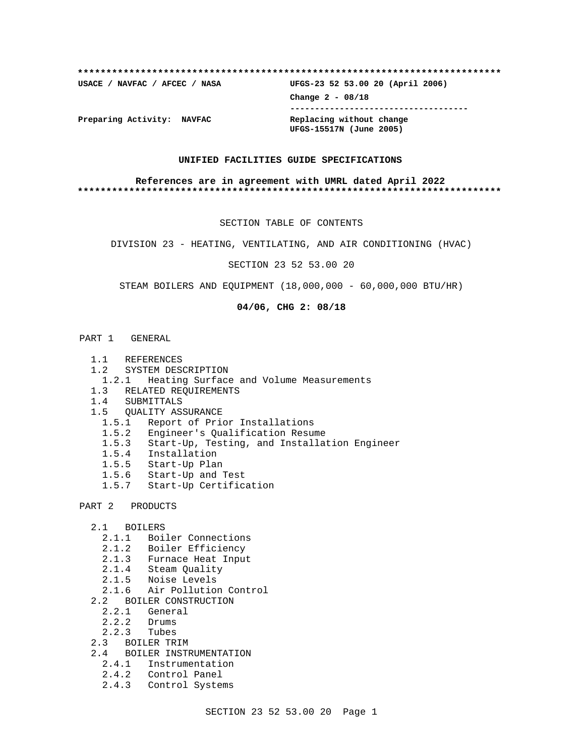**************************************************************************

**USACE / NAVFAC / AFCEC / NASA** **UFGS-23 52 53.00 20 (April 2006)**

**Change 2 - 08/18**

-----------------------------------

**Preparing Activity: NAVFAC** **Replacing without change UFGS-15517N (June 2005)**

**UNIFIED FACILITIES GUIDE SPECIFICATIONS**

**References are in agreement with UMRL dated April 2022**

**************************************************************************

SECTION TABLE OF CONTENTS

DIVISION 23 - HEATING, VENTILATING, AND AIR CONDITIONING (HVAC)

SECTION 23 52 53.00 20

STEAM BOILERS AND EQUIPMENT (18,000,000 - 60,000,000 BTU/HR)

**04/06, CHG 2: 08/18**

PART 1 GENERAL

- 1.1 REFERENCES
- 1.2 SYSTEM DESCRIPTION
  - 1.2.1 Heating Surface and Volume Measurements
- 1.3 RELATED REQUIREMENTS
- 1.4 SUBMITTALS
- 1.5 QUALITY ASSURANCE
  - 1.5.1 Report of Prior Installations
  - 1.5.2 Engineer's Qualification Resume
  - 1.5.3 Start-Up, Testing, and Installation Engineer
  - 1.5.4 Installation
  - 1.5.5 Start-Up Plan
  - 1.5.6 Start-Up and Test
  - 1.5.7 Start-Up Certification

PART 2 PRODUCTS

- 2.1 BOILERS
  - 2.1.1 Boiler Connections
  - 2.1.2 Boiler Efficiency
  - 2.1.3 Furnace Heat Input
  - 2.1.4 Steam Quality
  - 2.1.5 Noise Levels
  - 2.1.6 Air Pollution Control
- 2.2 BOILER CONSTRUCTION
  - 2.2.1 General
  - 2.2.2 Drums
  - 2.2.3 Tubes
- 2.3 BOILER TRIM
- 2.4 BOILER INSTRUMENTATION
  - 2.4.1 Instrumentation
  - 2.4.2 Control Panel
  - 2.4.3 Control Systems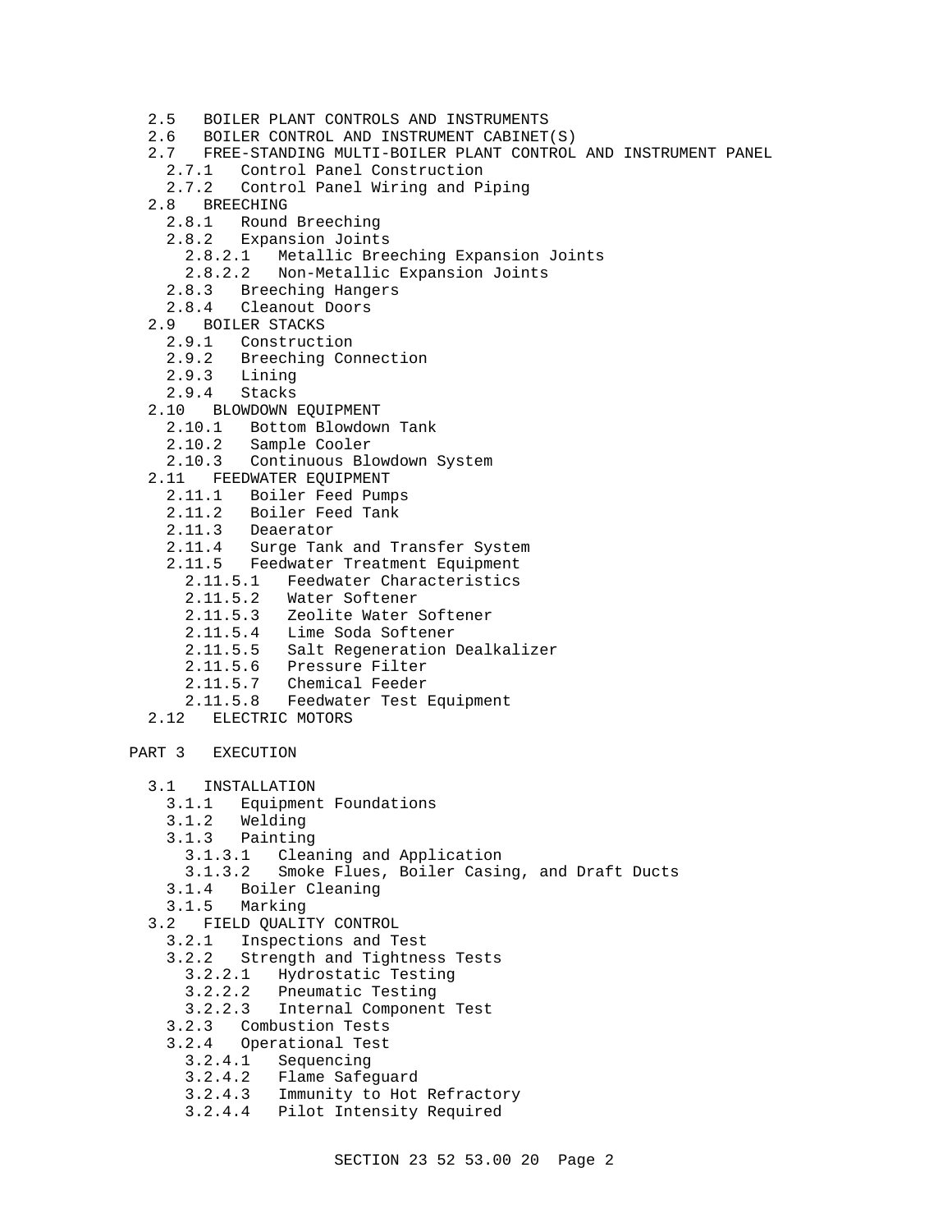2.5 BOILER PLANT CONTROLS AND INSTRUMENTS
2.6 BOILER CONTROL AND INSTRUMENT CABINET(S)
2.7 FREE-STANDING MULTI-BOILER PLANT CONTROL AND INSTRUMENT PANEL
  2.7.1 Control Panel Construction
  2.7.2 Control Panel Wiring and Piping
2.8 BREECHING
  2.8.1 Round Breeching
  2.8.2 Expansion Joints
    2.8.2.1 Metallic Breeching Expansion Joints
    2.8.2.2 Non-Metallic Expansion Joints
  2.8.3 Breeching Hangers
  2.8.4 Cleanout Doors
2.9 BOILER STACKS
  2.9.1 Construction
  2.9.2 Breeching Connection
  2.9.3 Lining
  2.9.4 Stacks
2.10 BLOWDOWN EQUIPMENT
  2.10.1 Bottom Blowdown Tank
  2.10.2 Sample Cooler
  2.10.3 Continuous Blowdown System
2.11 FEEDWATER EQUIPMENT
  2.11.1 Boiler Feed Pumps
  2.11.2 Boiler Feed Tank
  2.11.3 Deaerator
  2.11.4 Surge Tank and Transfer System
  2.11.5 Feedwater Treatment Equipment
    2.11.5.1 Feedwater Characteristics
    2.11.5.2 Water Softener
    2.11.5.3 Zeolite Water Softener
    2.11.5.4 Lime Soda Softener
    2.11.5.5 Salt Regeneration Dealkalizer
    2.11.5.6 Pressure Filter
    2.11.5.7 Chemical Feeder
    2.11.5.8 Feedwater Test Equipment
2.12 ELECTRIC MOTORS

PART 3 EXECUTION

3.1 INSTALLATION
  3.1.1 Equipment Foundations
  3.1.2 Welding
  3.1.3 Painting
    3.1.3.1 Cleaning and Application
    3.1.3.2 Smoke Flues, Boiler Casing, and Draft Ducts
  3.1.4 Boiler Cleaning
  3.1.5 Marking
3.2 FIELD QUALITY CONTROL
  3.2.1 Inspections and Test
  3.2.2 Strength and Tightness Tests
    3.2.2.1 Hydrostatic Testing
    3.2.2.2 Pneumatic Testing
    3.2.2.3 Internal Component Test
  3.2.3 Combustion Tests
  3.2.4 Operational Test
    3.2.4.1 Sequencing
    3.2.4.2 Flame Safeguard
    3.2.4.3 Immunity to Hot Refractory
    3.2.4.4 Pilot Intensity Required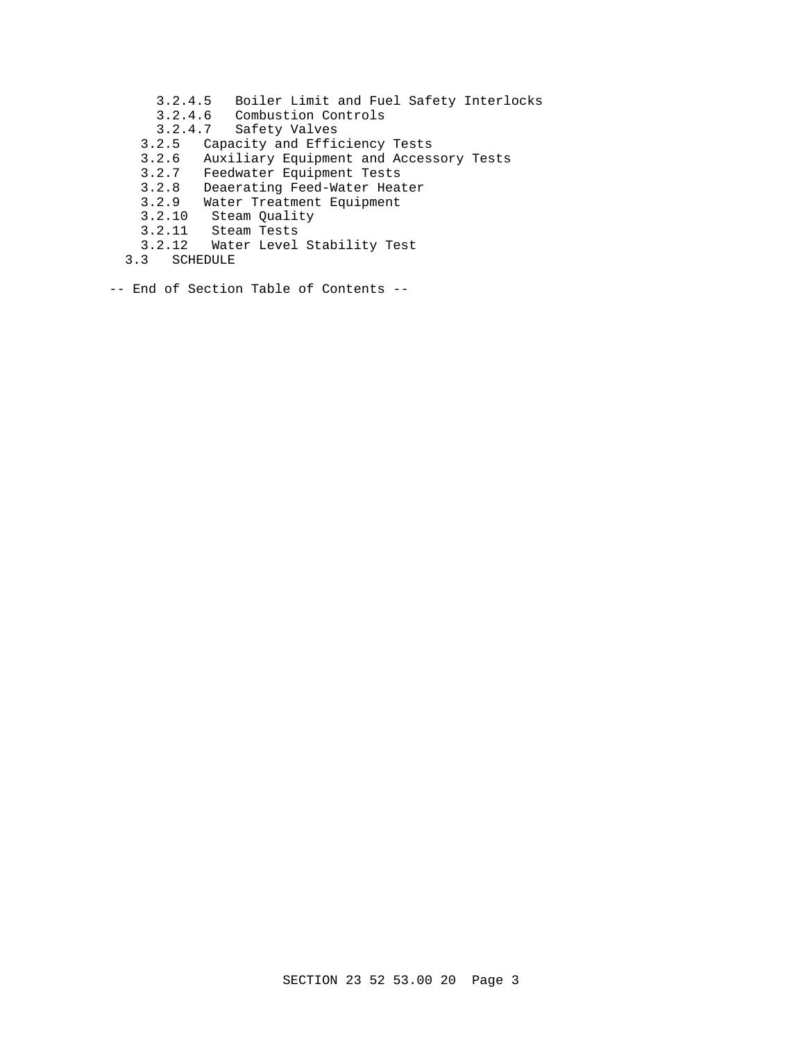3.2.4.5   Boiler Limit and Fuel Safety Interlocks
      3.2.4.6   Combustion Controls
      3.2.4.7   Safety Valves
    3.2.5   Capacity and Efficiency Tests
    3.2.6   Auxiliary Equipment and Accessory Tests
    3.2.7   Feedwater Equipment Tests
    3.2.8   Deaerating Feed-Water Heater
    3.2.9   Water Treatment Equipment
    3.2.10   Steam Quality
    3.2.11   Steam Tests
    3.2.12   Water Level Stability Test
  3.3   SCHEDULE

-- End of Section Table of Contents --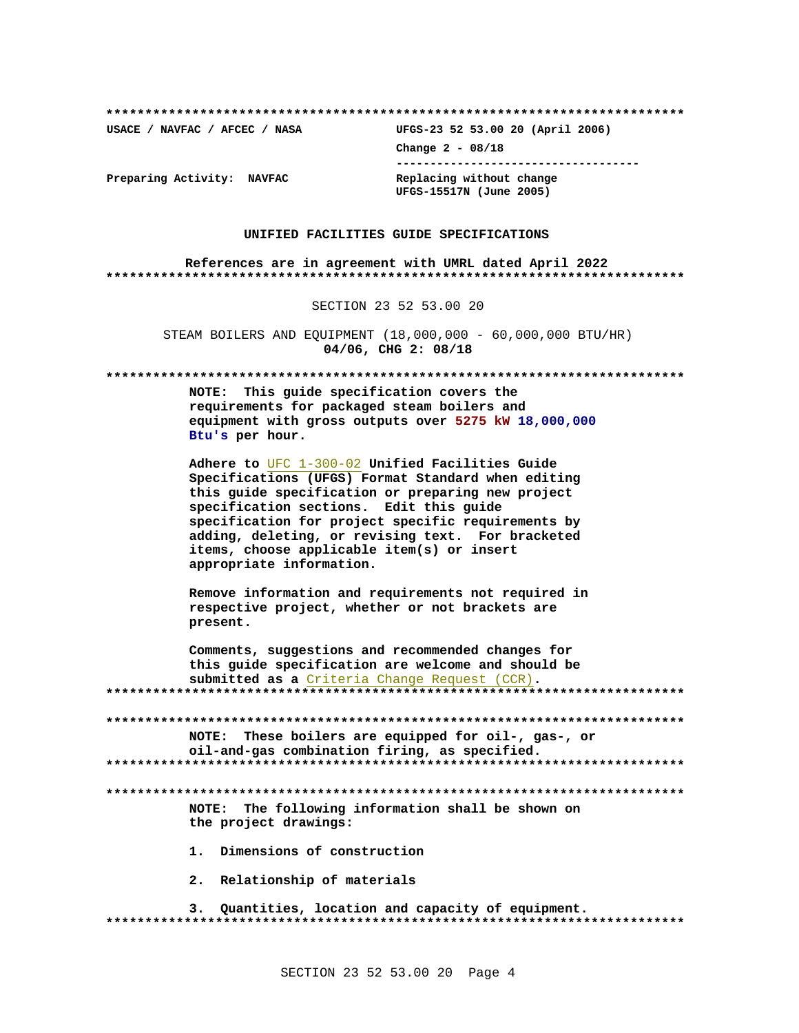**************************************************************************

USACE / NAVFAC / AFCEC / NASA UFGS-23 52 53.00 20 (April 2006)

Change 2 - 08/18

-----------------------------------

Preparing Activity: NAVFAC Replacing without change
UFGS-15517N (June 2005)

**UNIFIED FACILITIES GUIDE SPECIFICATIONS**

**References are in agreement with UMRL dated April 2022**

**************************************************************************

SECTION 23 52 53.00 20

STEAM BOILERS AND EQUIPMENT (18,000,000 - 60,000,000 BTU/HR)
**04/06, CHG 2: 08/18**

**************************************************************************

**NOTE: This guide specification covers the requirements for packaged steam boilers and equipment with gross outputs over 5275 kW 18,000,000 Btu's per hour.**

**Adhere to UFC 1-300-02 Unified Facilities Guide Specifications (UFGS) Format Standard when editing this guide specification or preparing new project specification sections. Edit this guide specification for project specific requirements by adding, deleting, or revising text. For bracketed items, choose applicable item(s) or insert appropriate information.**

**Remove information and requirements not required in respective project, whether or not brackets are present.**

**Comments, suggestions and recommended changes for this guide specification are welcome and should be submitted as a Criteria Change Request (CCR).**

**************************************************************************

**************************************************************************

**NOTE: These boilers are equipped for oil-, gas-, or oil-and-gas combination firing, as specified.**

**************************************************************************

**************************************************************************

**NOTE: The following information shall be shown on the project drawings:**

**1. Dimensions of construction**

**2. Relationship of materials**

**3. Quantities, location and capacity of equipment.**

**************************************************************************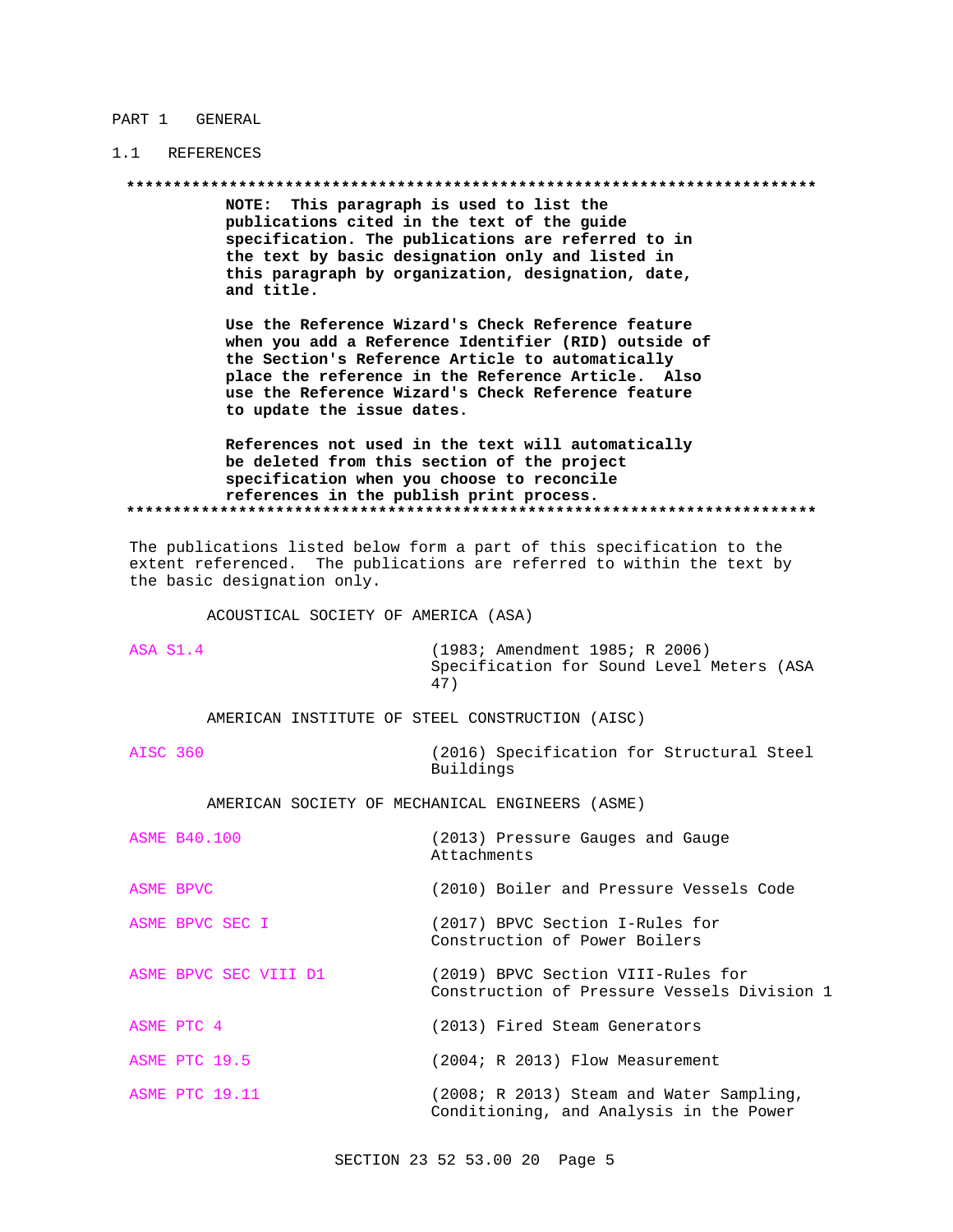# PART 1 GENERAL

## 1.1 REFERENCES

**************************************************************************

**NOTE: This paragraph is used to list the publications cited in the text of the guide specification. The publications are referred to in the text by basic designation only and listed in this paragraph by organization, designation, date, and title.**

**Use the Reference Wizard's Check Reference feature when you add a Reference Identifier (RID) outside of the Section's Reference Article to automatically place the reference in the Reference Article. Also use the Reference Wizard's Check Reference feature to update the issue dates.**

**References not used in the text will automatically be deleted from this section of the project specification when you choose to reconcile references in the publish print process.**

**************************************************************************

The publications listed below form a part of this specification to the extent referenced. The publications are referred to within the text by the basic designation only.

ACOUSTICAL SOCIETY OF AMERICA (ASA)

| | |
|---|---|
| ASA S1.4 | (1983; Amendment 1985; R 2006) Specification for Sound Level Meters (ASA 47) |

AMERICAN INSTITUTE OF STEEL CONSTRUCTION (AISC)

| | |
|---|---|
| AISC 360 | (2016) Specification for Structural Steel Buildings |

AMERICAN SOCIETY OF MECHANICAL ENGINEERS (ASME)

| | |
|---|---|
| ASME B40.100 | (2013) Pressure Gauges and Gauge Attachments |
| ASME BPVC | (2010) Boiler and Pressure Vessels Code |
| ASME BPVC SEC I | (2017) BPVC Section I-Rules for Construction of Power Boilers |
| ASME BPVC SEC VIII D1 | (2019) BPVC Section VIII-Rules for Construction of Pressure Vessels Division 1 |
| ASME PTC 4 | (2013) Fired Steam Generators |
| ASME PTC 19.5 | (2004; R 2013) Flow Measurement |
| ASME PTC 19.11 | (2008; R 2013) Steam and Water Sampling, Conditioning, and Analysis in the Power |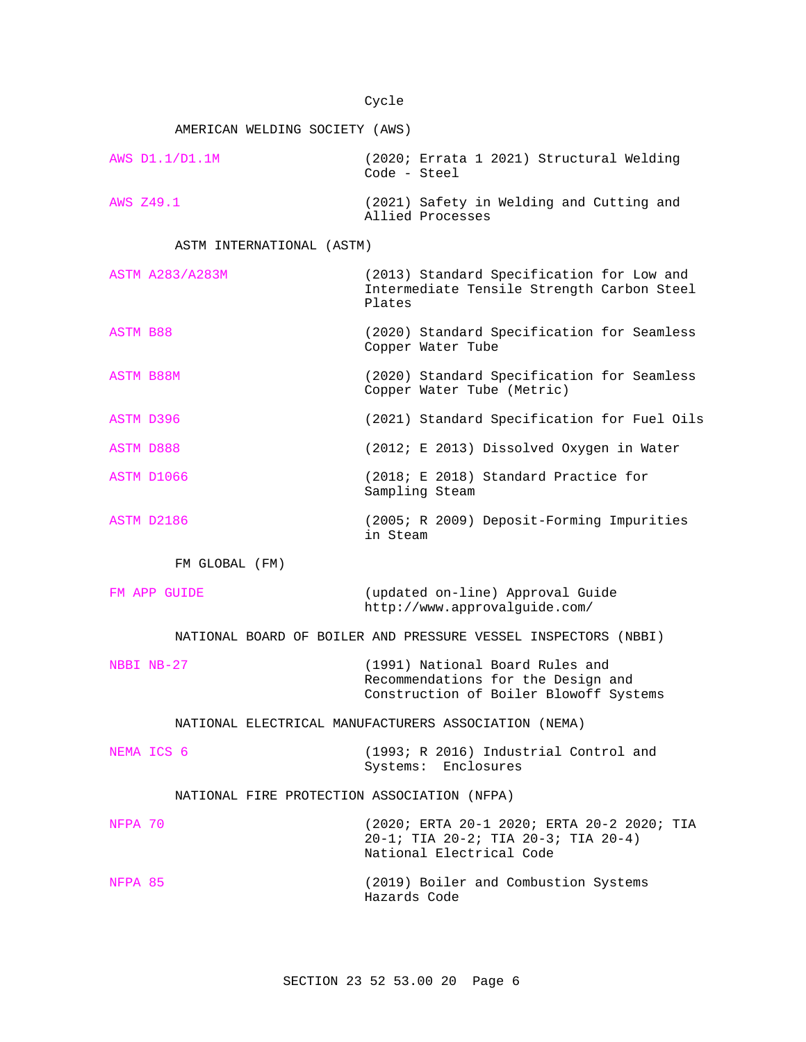Cycle

AMERICAN WELDING SOCIETY (AWS)

AWS D1.1/D1.1M (2020; Errata 1 2021) Structural Welding Code - Steel

AWS Z49.1 (2021) Safety in Welding and Cutting and Allied Processes

ASTM INTERNATIONAL (ASTM)

ASTM A283/A283M (2013) Standard Specification for Low and Intermediate Tensile Strength Carbon Steel Plates

ASTM B88 (2020) Standard Specification for Seamless Copper Water Tube

ASTM B88M (2020) Standard Specification for Seamless Copper Water Tube (Metric)

ASTM D396 (2021) Standard Specification for Fuel Oils

ASTM D888 (2012; E 2013) Dissolved Oxygen in Water

ASTM D1066 (2018; E 2018) Standard Practice for Sampling Steam

ASTM D2186 (2005; R 2009) Deposit-Forming Impurities in Steam

FM GLOBAL (FM)

FM APP GUIDE (updated on-line) Approval Guide http://www.approvalguide.com/

NATIONAL BOARD OF BOILER AND PRESSURE VESSEL INSPECTORS (NBBI)

NBBI NB-27 (1991) National Board Rules and Recommendations for the Design and Construction of Boiler Blowoff Systems

NATIONAL ELECTRICAL MANUFACTURERS ASSOCIATION (NEMA)

NEMA ICS 6 (1993; R 2016) Industrial Control and Systems: Enclosures

NATIONAL FIRE PROTECTION ASSOCIATION (NFPA)

NFPA 70 (2020; ERTA 20-1 2020; ERTA 20-2 2020; TIA 20-1; TIA 20-2; TIA 20-3; TIA 20-4) National Electrical Code

NFPA 85 (2019) Boiler and Combustion Systems Hazards Code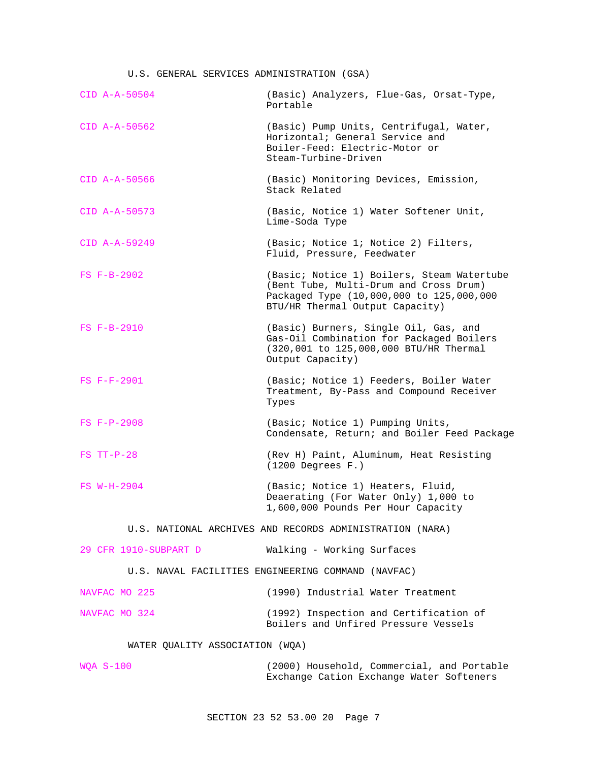U.S. GENERAL SERVICES ADMINISTRATION (GSA)

CID A-A-50504 (Basic) Analyzers, Flue-Gas, Orsat-Type, Portable

CID A-A-50562 (Basic) Pump Units, Centrifugal, Water, Horizontal; General Service and Boiler-Feed: Electric-Motor or Steam-Turbine-Driven

CID A-A-50566 (Basic) Monitoring Devices, Emission, Stack Related

CID A-A-50573 (Basic, Notice 1) Water Softener Unit, Lime-Soda Type

CID A-A-59249 (Basic; Notice 1; Notice 2) Filters, Fluid, Pressure, Feedwater

FS F-B-2902 (Basic; Notice 1) Boilers, Steam Watertube (Bent Tube, Multi-Drum and Cross Drum) Packaged Type (10,000,000 to 125,000,000 BTU/HR Thermal Output Capacity)

FS F-B-2910 (Basic) Burners, Single Oil, Gas, and Gas-Oil Combination for Packaged Boilers (320,001 to 125,000,000 BTU/HR Thermal Output Capacity)

FS F-F-2901 (Basic; Notice 1) Feeders, Boiler Water Treatment, By-Pass and Compound Receiver Types

FS F-P-2908 (Basic; Notice 1) Pumping Units, Condensate, Return; and Boiler Feed Package

FS TT-P-28 (Rev H) Paint, Aluminum, Heat Resisting (1200 Degrees F.)

FS W-H-2904 (Basic; Notice 1) Heaters, Fluid, Deaerating (For Water Only) 1,000 to 1,600,000 Pounds Per Hour Capacity

U.S. NATIONAL ARCHIVES AND RECORDS ADMINISTRATION (NARA)

29 CFR 1910-SUBPART D Walking - Working Surfaces

U.S. NAVAL FACILITIES ENGINEERING COMMAND (NAVFAC)

NAVFAC MO 225 (1990) Industrial Water Treatment

NAVFAC MO 324 (1992) Inspection and Certification of Boilers and Unfired Pressure Vessels

WATER QUALITY ASSOCIATION (WQA)

WQA S-100 (2000) Household, Commercial, and Portable Exchange Cation Exchange Water Softeners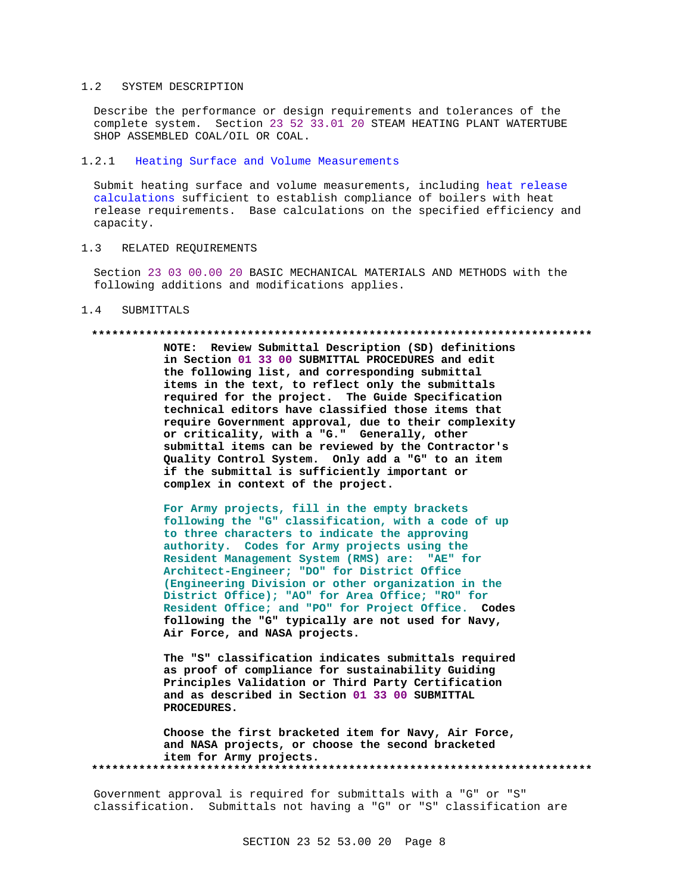## 1.2 SYSTEM DESCRIPTION

Describe the performance or design requirements and tolerances of the complete system. Section 23 52 33.01 20 STEAM HEATING PLANT WATERTUBE SHOP ASSEMBLED COAL/OIL OR COAL.

### 1.2.1 Heating Surface and Volume Measurements

Submit heating surface and volume measurements, including heat release calculations sufficient to establish compliance of boilers with heat release requirements. Base calculations on the specified efficiency and capacity.

## 1.3 RELATED REQUIREMENTS

Section 23 03 00.00 20 BASIC MECHANICAL MATERIALS AND METHODS with the following additions and modifications applies.

## 1.4 SUBMITTALS

**************************************************************************

**NOTE: Review Submittal Description (SD) definitions in Section 01 33 00 SUBMITTAL PROCEDURES and edit the following list, and corresponding submittal items in the text, to reflect only the submittals required for the project. The Guide Specification technical editors have classified those items that require Government approval, due to their complexity or criticality, with a "G." Generally, other submittal items can be reviewed by the Contractor's Quality Control System. Only add a "G" to an item if the submittal is sufficiently important or complex in context of the project.**

**For Army projects, fill in the empty brackets following the "G" classification, with a code of up to three characters to indicate the approving authority. Codes for Army projects using the Resident Management System (RMS) are: "AE" for Architect-Engineer; "DO" for District Office (Engineering Division or other organization in the District Office); "AO" for Area Office; "RO" for Resident Office; and "PO" for Project Office. Codes following the "G" typically are not used for Navy, Air Force, and NASA projects.**

**The "S" classification indicates submittals required as proof of compliance for sustainability Guiding Principles Validation or Third Party Certification and as described in Section 01 33 00 SUBMITTAL PROCEDURES.**

**Choose the first bracketed item for Navy, Air Force, and NASA projects, or choose the second bracketed item for Army projects.**

**************************************************************************

Government approval is required for submittals with a "G" or "S" classification. Submittals not having a "G" or "S" classification are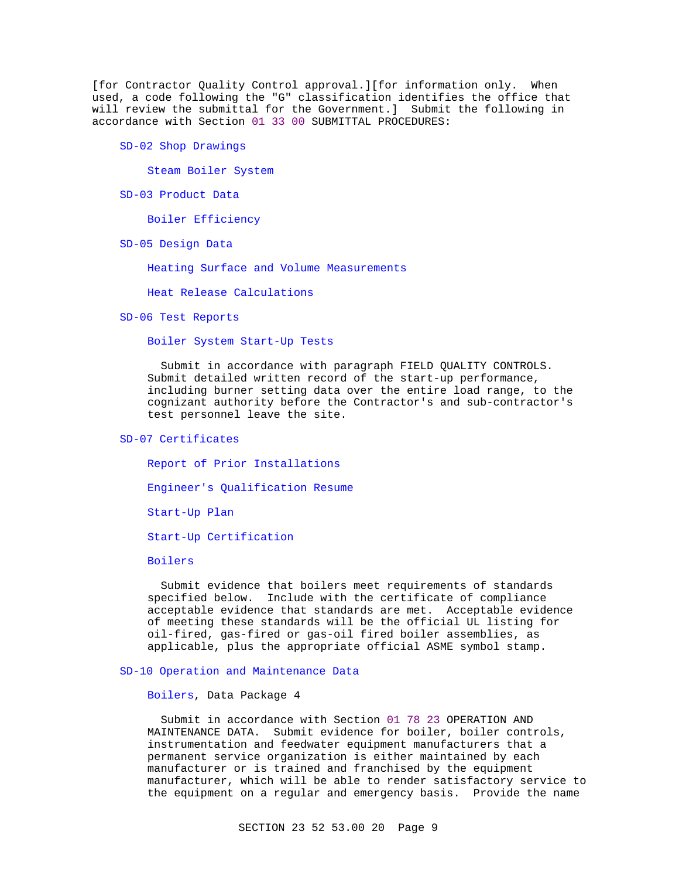[for Contractor Quality Control approval.][for information only. When used, a code following the "G" classification identifies the office that will review the submittal for the Government.] Submit the following in accordance with Section 01 33 00 SUBMITTAL PROCEDURES:

SD-02 Shop Drawings

Steam Boiler System

SD-03 Product Data

Boiler Efficiency

SD-05 Design Data

Heating Surface and Volume Measurements

Heat Release Calculations

SD-06 Test Reports

Boiler System Start-Up Tests

Submit in accordance with paragraph FIELD QUALITY CONTROLS. Submit detailed written record of the start-up performance, including burner setting data over the entire load range, to the cognizant authority before the Contractor's and sub-contractor's test personnel leave the site.

SD-07 Certificates

Report of Prior Installations

Engineer's Qualification Resume

Start-Up Plan

Start-Up Certification

Boilers

Submit evidence that boilers meet requirements of standards specified below. Include with the certificate of compliance acceptable evidence that standards are met. Acceptable evidence of meeting these standards will be the official UL listing for oil-fired, gas-fired or gas-oil fired boiler assemblies, as applicable, plus the appropriate official ASME symbol stamp.

SD-10 Operation and Maintenance Data

Boilers, Data Package 4

Submit in accordance with Section 01 78 23 OPERATION AND MAINTENANCE DATA. Submit evidence for boiler, boiler controls, instrumentation and feedwater equipment manufacturers that a permanent service organization is either maintained by each manufacturer or is trained and franchised by the equipment manufacturer, which will be able to render satisfactory service to the equipment on a regular and emergency basis. Provide the name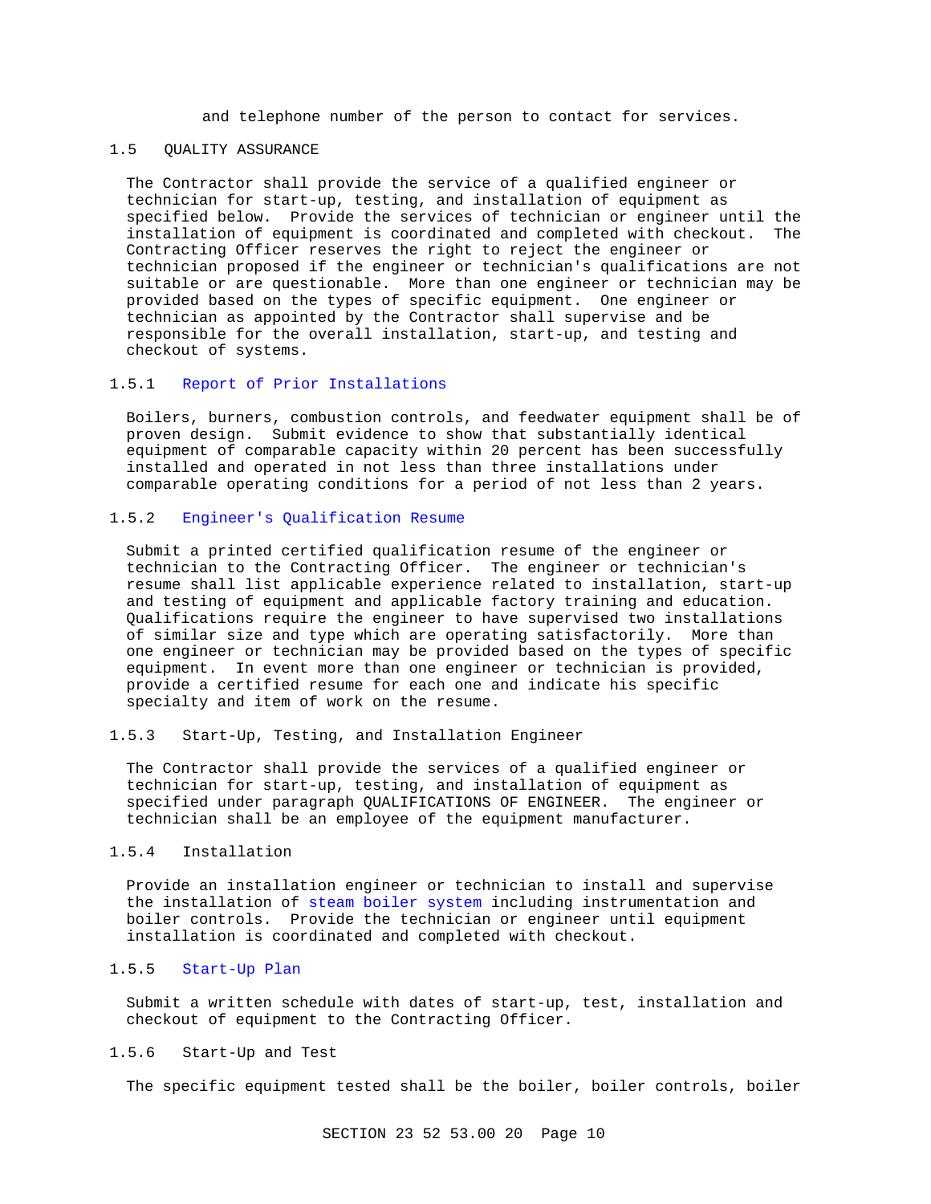and telephone number of the person to contact for services.

## 1.5 QUALITY ASSURANCE

The Contractor shall provide the service of a qualified engineer or technician for start-up, testing, and installation of equipment as specified below. Provide the services of technician or engineer until the installation of equipment is coordinated and completed with checkout. The Contracting Officer reserves the right to reject the engineer or technician proposed if the engineer or technician's qualifications are not suitable or are questionable. More than one engineer or technician may be provided based on the types of specific equipment. One engineer or technician as appointed by the Contractor shall supervise and be responsible for the overall installation, start-up, and testing and checkout of systems.

### 1.5.1 Report of Prior Installations

Boilers, burners, combustion controls, and feedwater equipment shall be of proven design. Submit evidence to show that substantially identical equipment of comparable capacity within 20 percent has been successfully installed and operated in not less than three installations under comparable operating conditions for a period of not less than 2 years.

### 1.5.2 Engineer's Qualification Resume

Submit a printed certified qualification resume of the engineer or technician to the Contracting Officer. The engineer or technician's resume shall list applicable experience related to installation, start-up and testing of equipment and applicable factory training and education. Qualifications require the engineer to have supervised two installations of similar size and type which are operating satisfactorily. More than one engineer or technician may be provided based on the types of specific equipment. In event more than one engineer or technician is provided, provide a certified resume for each one and indicate his specific specialty and item of work on the resume.

### 1.5.3 Start-Up, Testing, and Installation Engineer

The Contractor shall provide the services of a qualified engineer or technician for start-up, testing, and installation of equipment as specified under paragraph QUALIFICATIONS OF ENGINEER. The engineer or technician shall be an employee of the equipment manufacturer.

### 1.5.4 Installation

Provide an installation engineer or technician to install and supervise the installation of steam boiler system including instrumentation and boiler controls. Provide the technician or engineer until equipment installation is coordinated and completed with checkout.

### 1.5.5 Start-Up Plan

Submit a written schedule with dates of start-up, test, installation and checkout of equipment to the Contracting Officer.

### 1.5.6 Start-Up and Test

The specific equipment tested shall be the boiler, boiler controls, boiler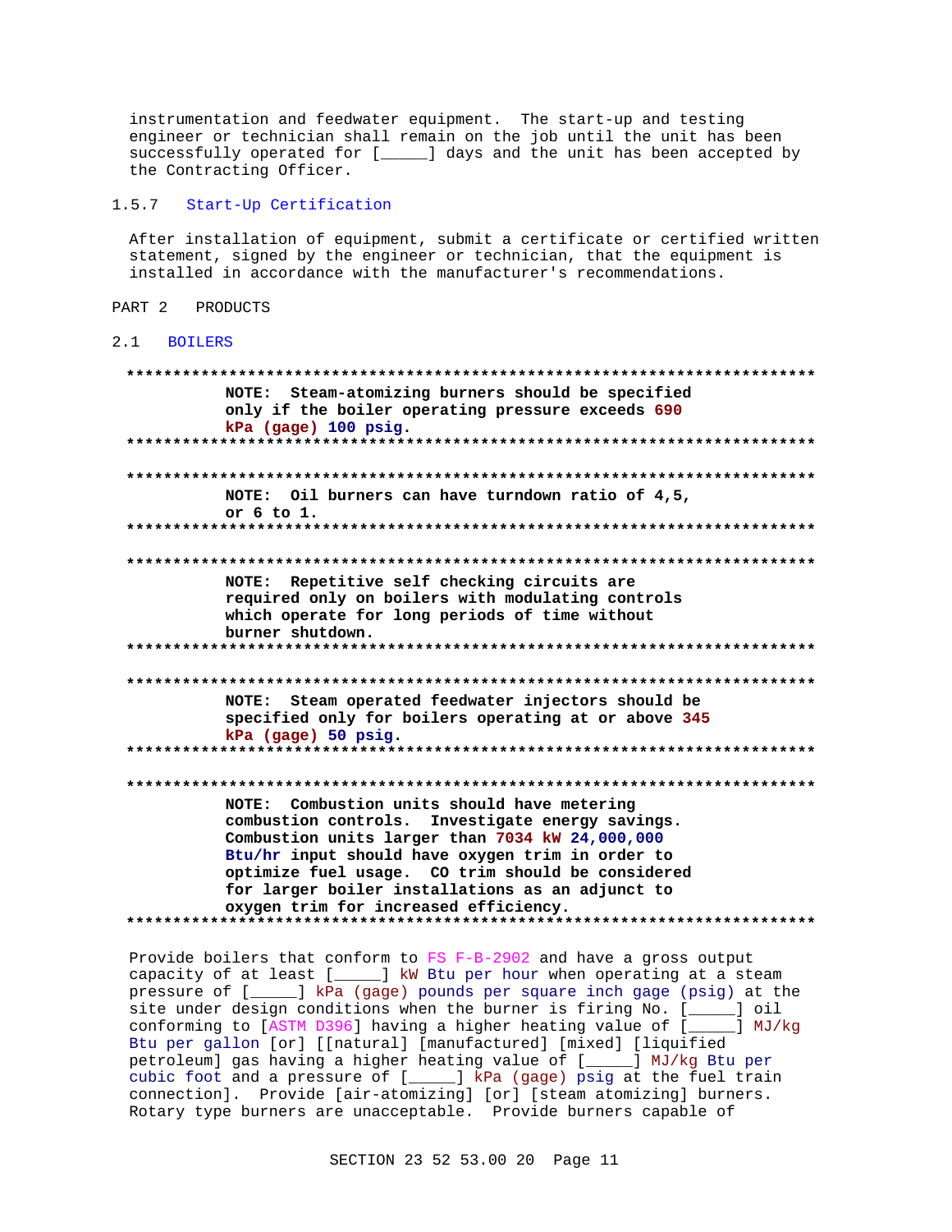instrumentation and feedwater equipment. The start-up and testing engineer or technician shall remain on the job until the unit has been successfully operated for [_____] days and the unit has been accepted by the Contracting Officer.

### 1.5.7 Start-Up Certification

After installation of equipment, submit a certificate or certified written statement, signed by the engineer or technician, that the equipment is installed in accordance with the manufacturer's recommendations.

## PART 2 PRODUCTS

### 2.1 BOILERS

**************************************************************************
**NOTE: Steam-atomizing burners should be specified only if the boiler operating pressure exceeds 690 kPa (gage) 100 psig.**
**************************************************************************

**************************************************************************
**NOTE: Oil burners can have turndown ratio of 4,5, or 6 to 1.**
**************************************************************************

**************************************************************************
**NOTE: Repetitive self checking circuits are required only on boilers with modulating controls which operate for long periods of time without burner shutdown.**
**************************************************************************

**************************************************************************
**NOTE: Steam operated feedwater injectors should be specified only for boilers operating at or above 345 kPa (gage) 50 psig.**
**************************************************************************

**************************************************************************
**NOTE: Combustion units should have metering combustion controls. Investigate energy savings. Combustion units larger than 7034 kW 24,000,000 Btu/hr input should have oxygen trim in order to optimize fuel usage. CO trim should be considered for larger boiler installations as an adjunct to oxygen trim for increased efficiency.**
**************************************************************************

Provide boilers that conform to FS F-B-2902 and have a gross output capacity of at least [_____] kW Btu per hour when operating at a steam pressure of [_____] kPa (gage) pounds per square inch gage (psig) at the site under design conditions when the burner is firing No. [_____] oil conforming to [ASTM D396] having a higher heating value of [_____] MJ/kg Btu per gallon [or] [[natural] [manufactured] [mixed] [liquified petroleum] gas having a higher heating value of [_____] MJ/kg Btu per cubic foot and a pressure of [_____] kPa (gage) psig at the fuel train connection]. Provide [air-atomizing] [or] [steam atomizing] burners. Rotary type burners are unacceptable. Provide burners capable of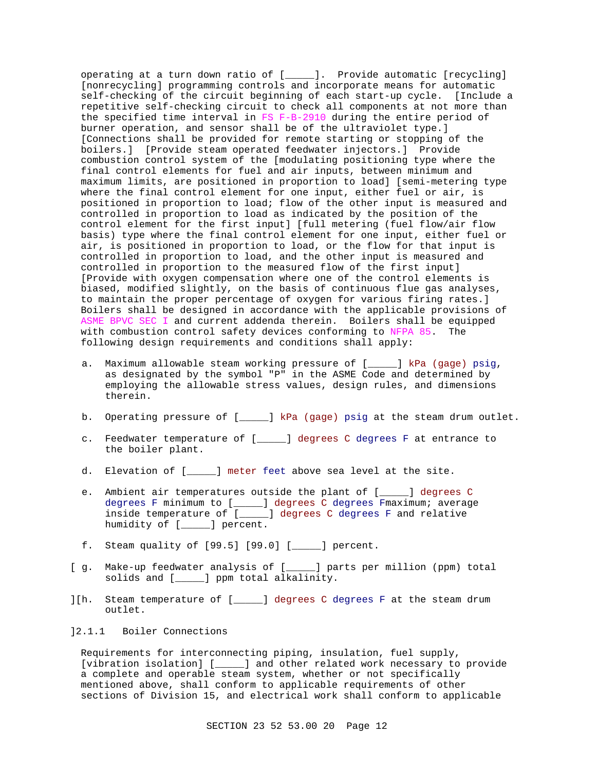operating at a turn down ratio of [_____]. Provide automatic [recycling] [nonrecycling] programming controls and incorporate means for automatic self-checking of the circuit beginning of each start-up cycle. [Include a repetitive self-checking circuit to check all components at not more than the specified time interval in FS F-B-2910 during the entire period of burner operation, and sensor shall be of the ultraviolet type.] [Connections shall be provided for remote starting or stopping of the boilers.] [Provide steam operated feedwater injectors.] Provide combustion control system of the [modulating positioning type where the final control elements for fuel and air inputs, between minimum and maximum limits, are positioned in proportion to load] [semi-metering type where the final control element for one input, either fuel or air, is positioned in proportion to load; flow of the other input is measured and controlled in proportion to load as indicated by the position of the control element for the first input] [full metering (fuel flow/air flow basis) type where the final control element for one input, either fuel or air, is positioned in proportion to load, or the flow for that input is controlled in proportion to load, and the other input is measured and controlled in proportion to the measured flow of the first input] [Provide with oxygen compensation where one of the control elements is biased, modified slightly, on the basis of continuous flue gas analyses, to maintain the proper percentage of oxygen for various firing rates.] Boilers shall be designed in accordance with the applicable provisions of ASME BPVC SEC I and current addenda therein. Boilers shall be equipped with combustion control safety devices conforming to NFPA 85. The following design requirements and conditions shall apply:

a. Maximum allowable steam working pressure of [_____] kPa (gage) psig, as designated by the symbol "P" in the ASME Code and determined by employing the allowable stress values, design rules, and dimensions therein.

b. Operating pressure of [_____] kPa (gage) psig at the steam drum outlet.

c. Feedwater temperature of [_____] degrees C degrees F at entrance to the boiler plant.

d. Elevation of [_____] meter feet above sea level at the site.

e. Ambient air temperatures outside the plant of [_____] degrees C degrees F minimum to [_____] degrees C degrees Fmaximum; average inside temperature of [_____] degrees C degrees F and relative humidity of [_____] percent.

f. Steam quality of [99.5] [99.0] [_____] percent.

[ g. Make-up feedwater analysis of [_____] parts per million (ppm) total solids and [_____] ppm total alkalinity.

][h. Steam temperature of [_____] degrees C degrees F at the steam drum outlet.

]2.1.1 Boiler Connections

Requirements for interconnecting piping, insulation, fuel supply, [vibration isolation] [_____] and other related work necessary to provide a complete and operable steam system, whether or not specifically mentioned above, shall conform to applicable requirements of other sections of Division 15, and electrical work shall conform to applicable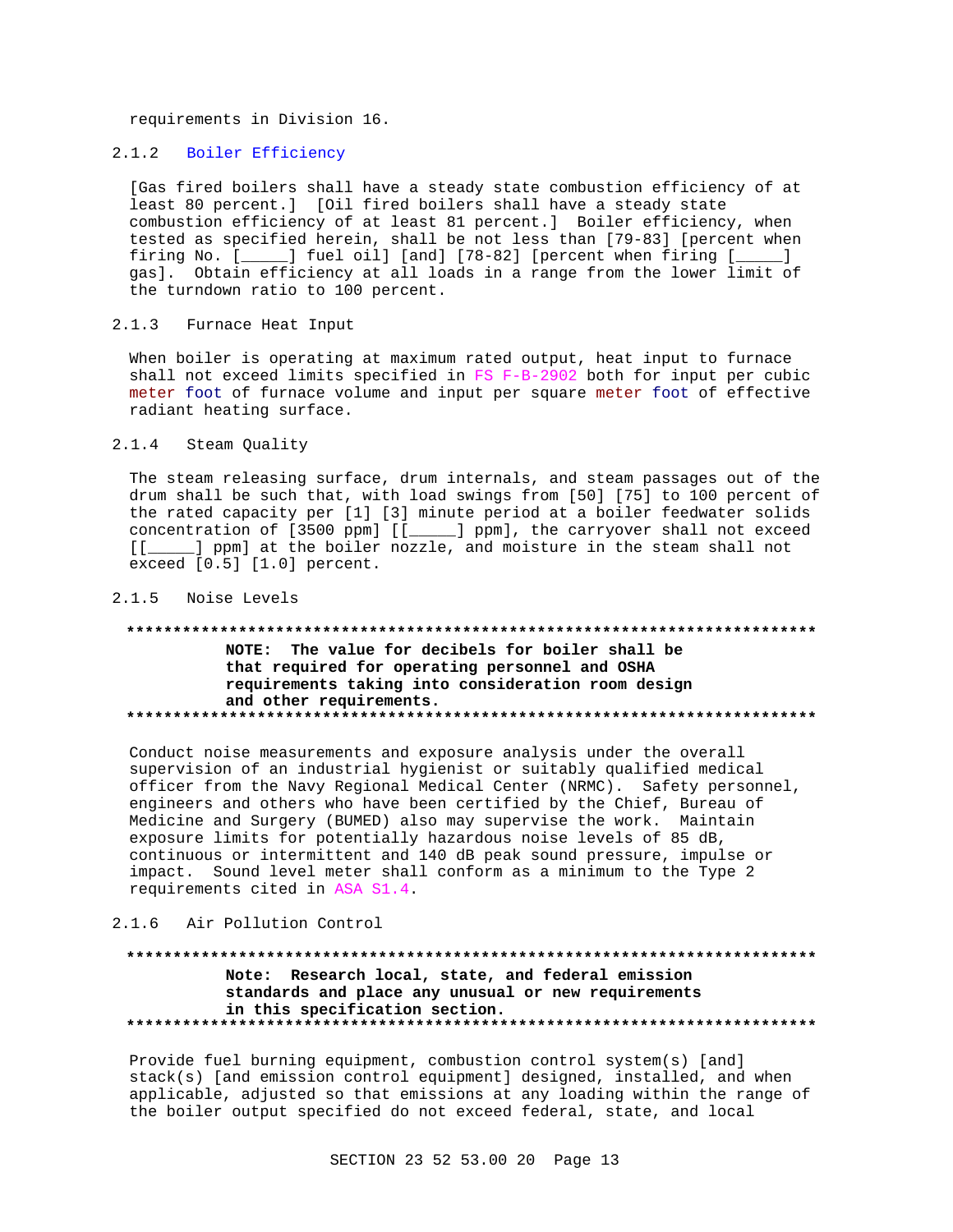requirements in Division 16.

### 2.1.2 Boiler Efficiency

[Gas fired boilers shall have a steady state combustion efficiency of at least 80 percent.] [Oil fired boilers shall have a steady state combustion efficiency of at least 81 percent.] Boiler efficiency, when tested as specified herein, shall be not less than [79-83] [percent when firing No. [_____] fuel oil] [and] [78-82] [percent when firing [_____] gas]. Obtain efficiency at all loads in a range from the lower limit of the turndown ratio to 100 percent.

### 2.1.3 Furnace Heat Input

When boiler is operating at maximum rated output, heat input to furnace shall not exceed limits specified in FS F-B-2902 both for input per cubic meter foot of furnace volume and input per square meter foot of effective radiant heating surface.

### 2.1.4 Steam Quality

The steam releasing surface, drum internals, and steam passages out of the drum shall be such that, with load swings from [50] [75] to 100 percent of the rated capacity per [1] [3] minute period at a boiler feedwater solids concentration of [3500 ppm] [[_____] ppm], the carryover shall not exceed [[_____] ppm] at the boiler nozzle, and moisture in the steam shall not exceed [0.5] [1.0] percent.

### 2.1.5 Noise Levels

**************************************************************************

**NOTE: The value for decibels for boiler shall be that required for operating personnel and OSHA requirements taking into consideration room design and other requirements.**

**************************************************************************

Conduct noise measurements and exposure analysis under the overall supervision of an industrial hygienist or suitably qualified medical officer from the Navy Regional Medical Center (NRMC). Safety personnel, engineers and others who have been certified by the Chief, Bureau of Medicine and Surgery (BUMED) also may supervise the work. Maintain exposure limits for potentially hazardous noise levels of 85 dB, continuous or intermittent and 140 dB peak sound pressure, impulse or impact. Sound level meter shall conform as a minimum to the Type 2 requirements cited in ASA S1.4.

### 2.1.6 Air Pollution Control

**************************************************************************

**Note: Research local, state, and federal emission standards and place any unusual or new requirements in this specification section.**

**************************************************************************

Provide fuel burning equipment, combustion control system(s) [and] stack(s) [and emission control equipment] designed, installed, and when applicable, adjusted so that emissions at any loading within the range of the boiler output specified do not exceed federal, state, and local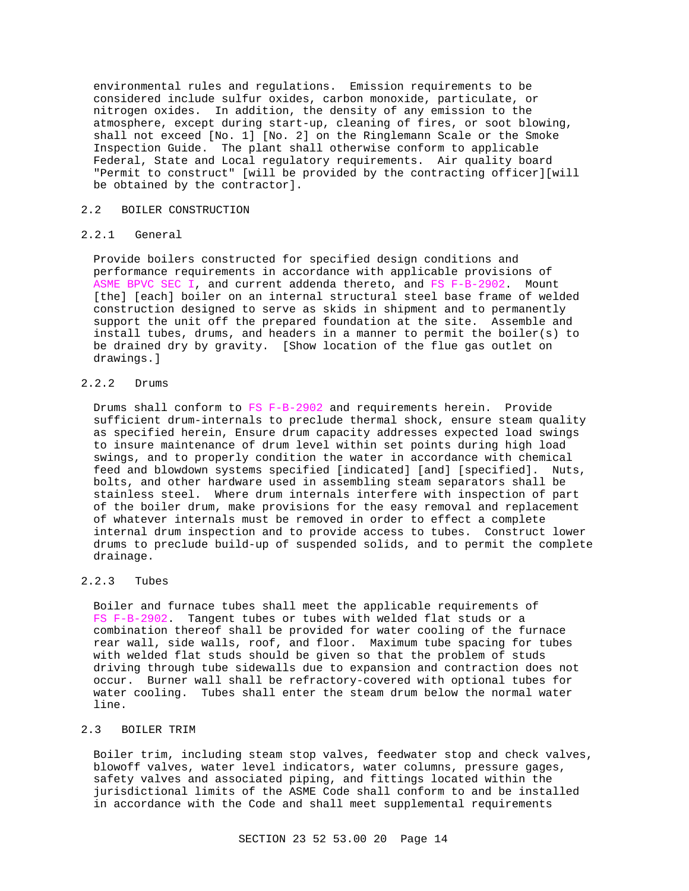environmental rules and regulations. Emission requirements to be considered include sulfur oxides, carbon monoxide, particulate, or nitrogen oxides. In addition, the density of any emission to the atmosphere, except during start-up, cleaning of fires, or soot blowing, shall not exceed [No. 1] [No. 2] on the Ringlemann Scale or the Smoke Inspection Guide. The plant shall otherwise conform to applicable Federal, State and Local regulatory requirements. Air quality board "Permit to construct" [will be provided by the contracting officer][will be obtained by the contractor].

## 2.2 BOILER CONSTRUCTION

### 2.2.1 General

Provide boilers constructed for specified design conditions and performance requirements in accordance with applicable provisions of ASME BPVC SEC I, and current addenda thereto, and FS F-B-2902. Mount [the] [each] boiler on an internal structural steel base frame of welded construction designed to serve as skids in shipment and to permanently support the unit off the prepared foundation at the site. Assemble and install tubes, drums, and headers in a manner to permit the boiler(s) to be drained dry by gravity. [Show location of the flue gas outlet on drawings.]

### 2.2.2 Drums

Drums shall conform to FS F-B-2902 and requirements herein. Provide sufficient drum-internals to preclude thermal shock, ensure steam quality as specified herein, Ensure drum capacity addresses expected load swings to insure maintenance of drum level within set points during high load swings, and to properly condition the water in accordance with chemical feed and blowdown systems specified [indicated] [and] [specified]. Nuts, bolts, and other hardware used in assembling steam separators shall be stainless steel. Where drum internals interfere with inspection of part of the boiler drum, make provisions for the easy removal and replacement of whatever internals must be removed in order to effect a complete internal drum inspection and to provide access to tubes. Construct lower drums to preclude build-up of suspended solids, and to permit the complete drainage.

### 2.2.3 Tubes

Boiler and furnace tubes shall meet the applicable requirements of FS F-B-2902. Tangent tubes or tubes with welded flat studs or a combination thereof shall be provided for water cooling of the furnace rear wall, side walls, roof, and floor. Maximum tube spacing for tubes with welded flat studs should be given so that the problem of studs driving through tube sidewalls due to expansion and contraction does not occur. Burner wall shall be refractory-covered with optional tubes for water cooling. Tubes shall enter the steam drum below the normal water line.

## 2.3 BOILER TRIM

Boiler trim, including steam stop valves, feedwater stop and check valves, blowoff valves, water level indicators, water columns, pressure gages, safety valves and associated piping, and fittings located within the jurisdictional limits of the ASME Code shall conform to and be installed in accordance with the Code and shall meet supplemental requirements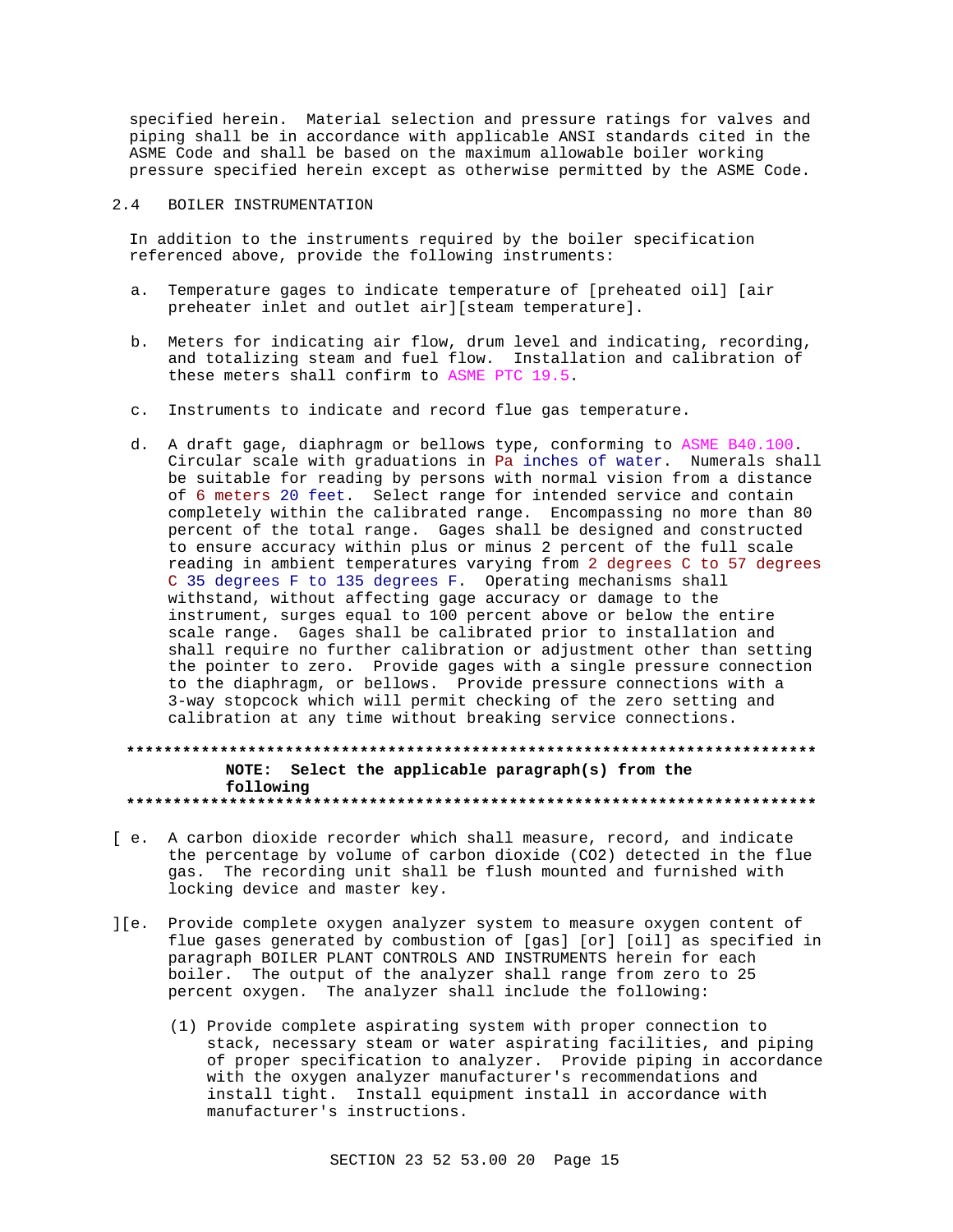specified herein. Material selection and pressure ratings for valves and piping shall be in accordance with applicable ANSI standards cited in the ASME Code and shall be based on the maximum allowable boiler working pressure specified herein except as otherwise permitted by the ASME Code.

## 2.4 BOILER INSTRUMENTATION

In addition to the instruments required by the boiler specification referenced above, provide the following instruments:

a. Temperature gages to indicate temperature of [preheated oil] [air preheater inlet and outlet air][steam temperature].

b. Meters for indicating air flow, drum level and indicating, recording, and totalizing steam and fuel flow. Installation and calibration of these meters shall confirm to ASME PTC 19.5.

c. Instruments to indicate and record flue gas temperature.

d. A draft gage, diaphragm or bellows type, conforming to ASME B40.100. Circular scale with graduations in Pa inches of water. Numerals shall be suitable for reading by persons with normal vision from a distance of 6 meters 20 feet. Select range for intended service and contain completely within the calibrated range. Encompassing no more than 80 percent of the total range. Gages shall be designed and constructed to ensure accuracy within plus or minus 2 percent of the full scale reading in ambient temperatures varying from 2 degrees C to 57 degrees C 35 degrees F to 135 degrees F. Operating mechanisms shall withstand, without affecting gage accuracy or damage to the instrument, surges equal to 100 percent above or below the entire scale range. Gages shall be calibrated prior to installation and shall require no further calibration or adjustment other than setting the pointer to zero. Provide gages with a single pressure connection to the diaphragm, or bellows. Provide pressure connections with a 3-way stopcock which will permit checking of the zero setting and calibration at any time without breaking service connections.

**************************************************************************
**NOTE: Select the applicable paragraph(s) from the following**
**************************************************************************

[ e. A carbon dioxide recorder which shall measure, record, and indicate the percentage by volume of carbon dioxide ($CO_2$) detected in the flue gas. The recording unit shall be flush mounted and furnished with locking device and master key.

][e. Provide complete oxygen analyzer system to measure oxygen content of flue gases generated by combustion of [gas] [or] [oil] as specified in paragraph BOILER PLANT CONTROLS AND INSTRUMENTS herein for each boiler. The output of the analyzer shall range from zero to 25 percent oxygen. The analyzer shall include the following:

(1) Provide complete aspirating system with proper connection to stack, necessary steam or water aspirating facilities, and piping of proper specification to analyzer. Provide piping in accordance with the oxygen analyzer manufacturer's recommendations and install tight. Install equipment install in accordance with manufacturer's instructions.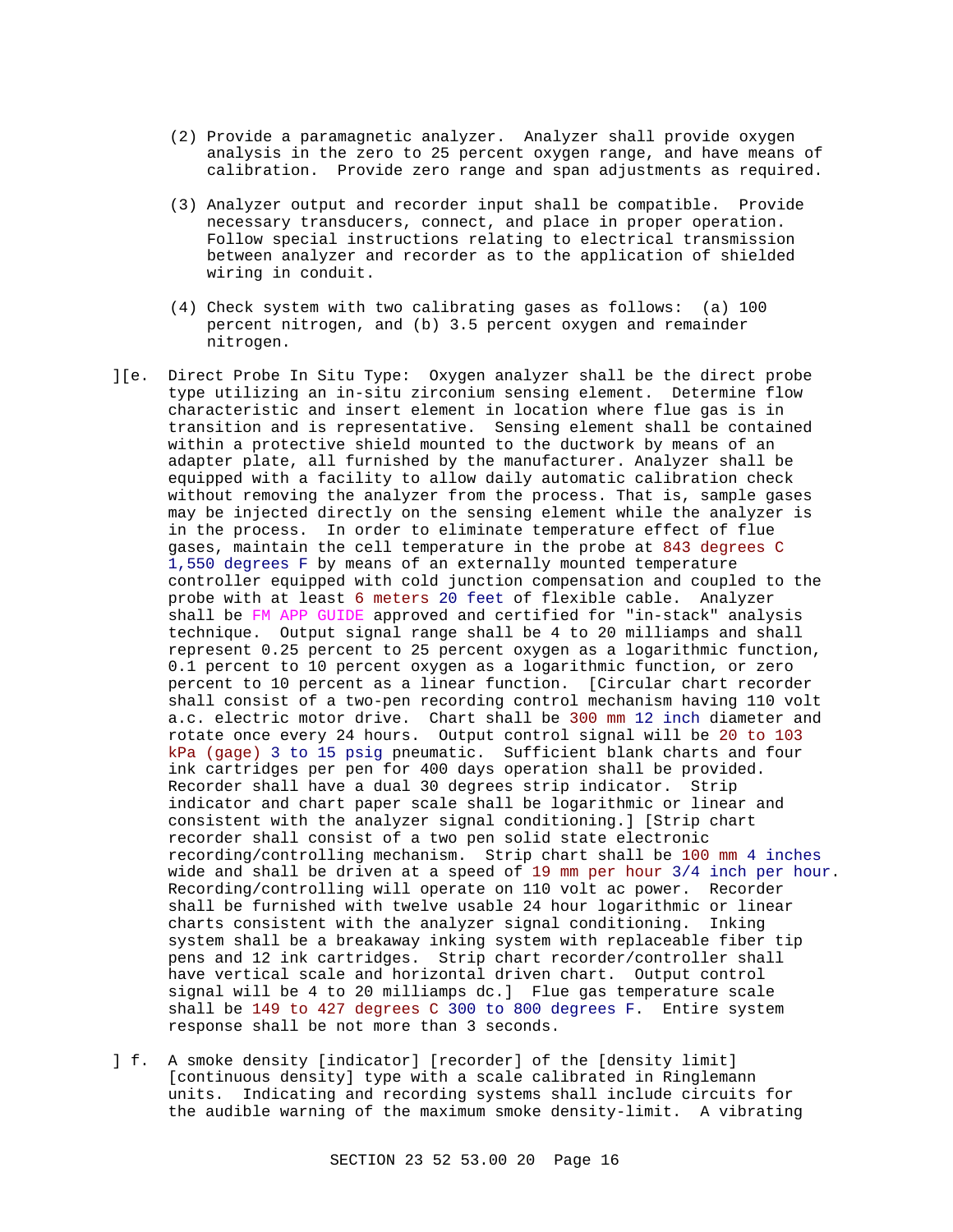(2) Provide a paramagnetic analyzer. Analyzer shall provide oxygen analysis in the zero to 25 percent oxygen range, and have means of calibration. Provide zero range and span adjustments as required.

(3) Analyzer output and recorder input shall be compatible. Provide necessary transducers, connect, and place in proper operation. Follow special instructions relating to electrical transmission between analyzer and recorder as to the application of shielded wiring in conduit.

(4) Check system with two calibrating gases as follows: (a) 100 percent nitrogen, and (b) 3.5 percent oxygen and remainder nitrogen.

][e. Direct Probe In Situ Type: Oxygen analyzer shall be the direct probe type utilizing an in-situ zirconium sensing element. Determine flow characteristic and insert element in location where flue gas is in transition and is representative. Sensing element shall be contained within a protective shield mounted to the ductwork by means of an adapter plate, all furnished by the manufacturer. Analyzer shall be equipped with a facility to allow daily automatic calibration check without removing the analyzer from the process. That is, sample gases may be injected directly on the sensing element while the analyzer is in the process. In order to eliminate temperature effect of flue gases, maintain the cell temperature in the probe at 843 degrees C 1,550 degrees F by means of an externally mounted temperature controller equipped with cold junction compensation and coupled to the probe with at least 6 meters 20 feet of flexible cable. Analyzer shall be FM APP GUIDE approved and certified for "in-stack" analysis technique. Output signal range shall be 4 to 20 milliamps and shall represent 0.25 percent to 25 percent oxygen as a logarithmic function, 0.1 percent to 10 percent oxygen as a logarithmic function, or zero percent to 10 percent as a linear function. [Circular chart recorder shall consist of a two-pen recording control mechanism having 110 volt a.c. electric motor drive. Chart shall be 300 mm 12 inch diameter and rotate once every 24 hours. Output control signal will be 20 to 103 kPa (gage) 3 to 15 psig pneumatic. Sufficient blank charts and four ink cartridges per pen for 400 days operation shall be provided. Recorder shall have a dual 30 degrees strip indicator. Strip indicator and chart paper scale shall be logarithmic or linear and consistent with the analyzer signal conditioning.] [Strip chart recorder shall consist of a two pen solid state electronic recording/controlling mechanism. Strip chart shall be 100 mm 4 inches wide and shall be driven at a speed of 19 mm per hour 3/4 inch per hour. Recording/controlling will operate on 110 volt ac power. Recorder shall be furnished with twelve usable 24 hour logarithmic or linear charts consistent with the analyzer signal conditioning. Inking system shall be a breakaway inking system with replaceable fiber tip pens and 12 ink cartridges. Strip chart recorder/controller shall have vertical scale and horizontal driven chart. Output control signal will be 4 to 20 milliamps dc.] Flue gas temperature scale shall be 149 to 427 degrees C 300 to 800 degrees F. Entire system response shall be not more than 3 seconds.

] f. A smoke density [indicator] [recorder] of the [density limit] [continuous density] type with a scale calibrated in Ringlemann units. Indicating and recording systems shall include circuits for the audible warning of the maximum smoke density-limit. A vibrating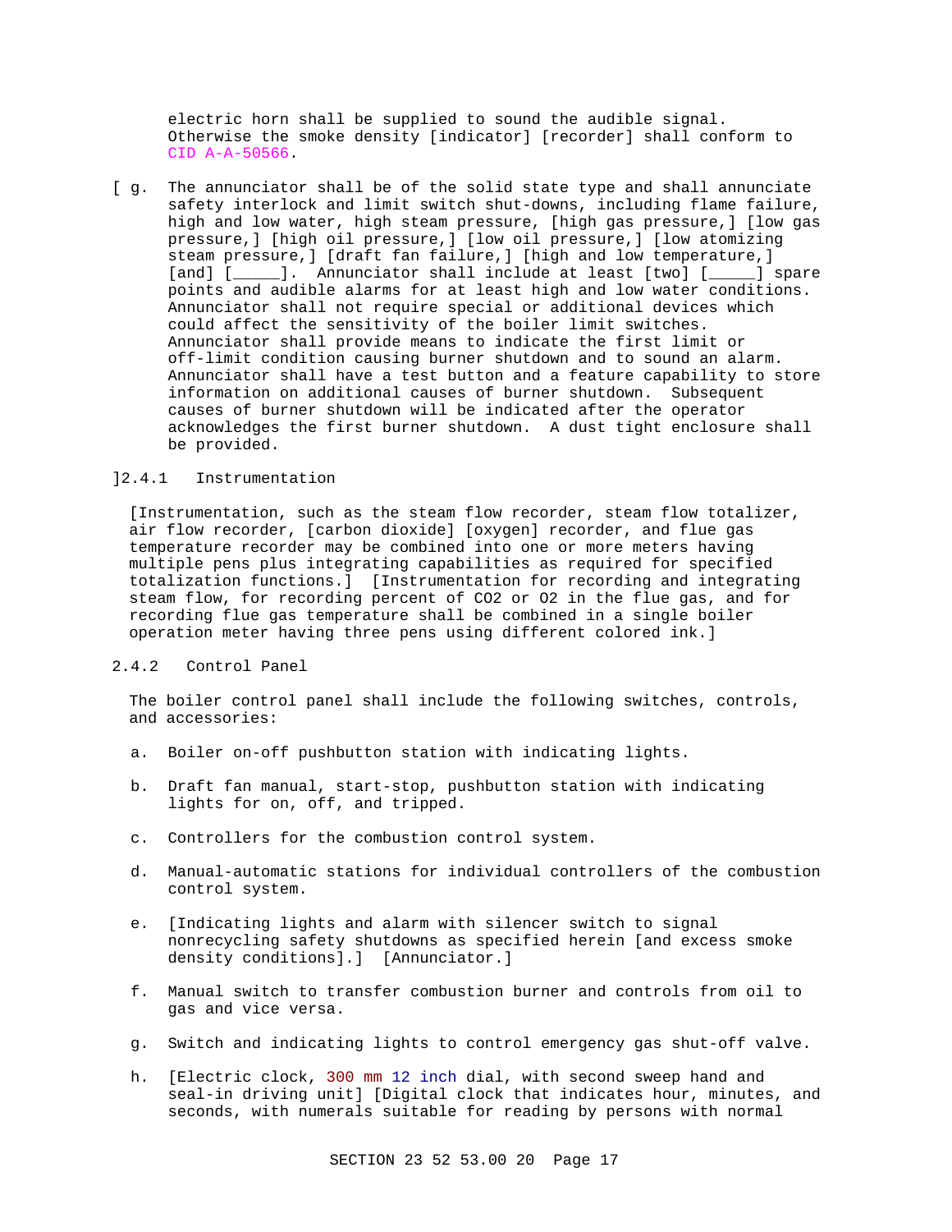electric horn shall be supplied to sound the audible signal. Otherwise the smoke density [indicator] [recorder] shall conform to CID A-A-50566.

[ g. The annunciator shall be of the solid state type and shall annunciate safety interlock and limit switch shut-downs, including flame failure, high and low water, high steam pressure, [high gas pressure,] [low gas pressure,] [high oil pressure,] [low oil pressure,] [low atomizing steam pressure,] [draft fan failure,] [high and low temperature,] [and] [_____]. Annunciator shall include at least [two] [_____] spare points and audible alarms for at least high and low water conditions. Annunciator shall not require special or additional devices which could affect the sensitivity of the boiler limit switches. Annunciator shall provide means to indicate the first limit or off-limit condition causing burner shutdown and to sound an alarm. Annunciator shall have a test button and a feature capability to store information on additional causes of burner shutdown. Subsequent causes of burner shutdown will be indicated after the operator acknowledges the first burner shutdown. A dust tight enclosure shall be provided.

]2.4.1 Instrumentation

[Instrumentation, such as the steam flow recorder, steam flow totalizer, air flow recorder, [carbon dioxide] [oxygen] recorder, and flue gas temperature recorder may be combined into one or more meters having multiple pens plus integrating capabilities as required for specified totalization functions.] [Instrumentation for recording and integrating steam flow, for recording percent of $CO_2$ or $O_2$ in the flue gas, and for recording flue gas temperature shall be combined in a single boiler operation meter having three pens using different colored ink.]

2.4.2 Control Panel

The boiler control panel shall include the following switches, controls, and accessories:

a. Boiler on-off pushbutton station with indicating lights.

b. Draft fan manual, start-stop, pushbutton station with indicating lights for on, off, and tripped.

c. Controllers for the combustion control system.

d. Manual-automatic stations for individual controllers of the combustion control system.

e. [Indicating lights and alarm with silencer switch to signal nonrecycling safety shutdowns as specified herein [and excess smoke density conditions].] [Annunciator.]

f. Manual switch to transfer combustion burner and controls from oil to gas and vice versa.

g. Switch and indicating lights to control emergency gas shut-off valve.

h. [Electric clock, 300 mm 12 inch dial, with second sweep hand and seal-in driving unit] [Digital clock that indicates hour, minutes, and seconds, with numerals suitable for reading by persons with normal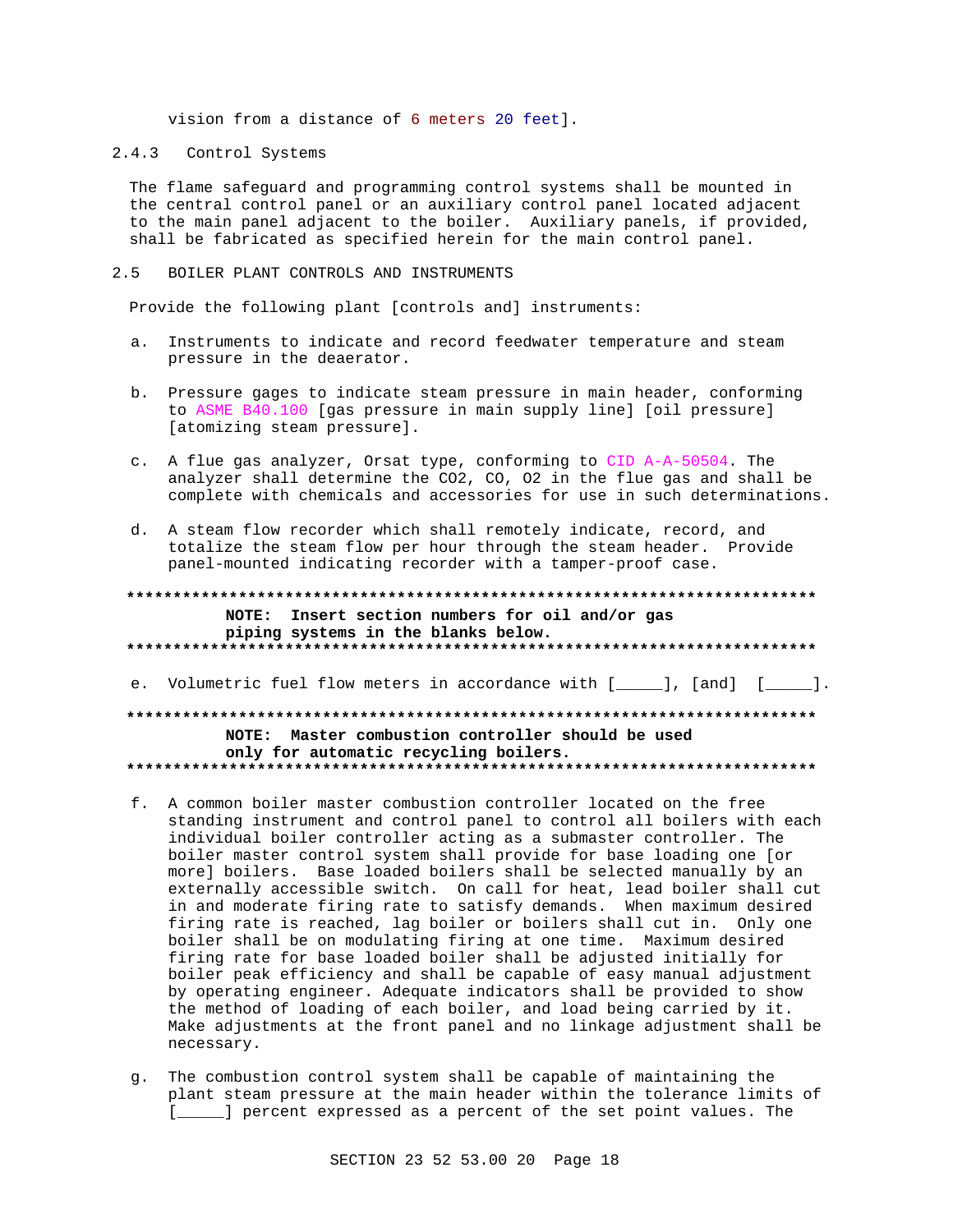vision from a distance of 6 meters 20 feet].

### 2.4.3 Control Systems

The flame safeguard and programming control systems shall be mounted in the central control panel or an auxiliary control panel located adjacent to the main panel adjacent to the boiler. Auxiliary panels, if provided, shall be fabricated as specified herein for the main control panel.

## 2.5 BOILER PLANT CONTROLS AND INSTRUMENTS

Provide the following plant [controls and] instruments:

a. Instruments to indicate and record feedwater temperature and steam pressure in the deaerator.

b. Pressure gages to indicate steam pressure in main header, conforming to ASME B40.100 [gas pressure in main supply line] [oil pressure] [atomizing steam pressure].

c. A flue gas analyzer, Orsat type, conforming to CID A-A-50504. The analyzer shall determine the $CO_2$, CO, $O_2$ in the flue gas and shall be complete with chemicals and accessories for use in such determinations.

d. A steam flow recorder which shall remotely indicate, record, and totalize the steam flow per hour through the steam header. Provide panel-mounted indicating recorder with a tamper-proof case.

**************************************************************************

**NOTE: Insert section numbers for oil and/or gas piping systems in the blanks below.**

**************************************************************************

e. Volumetric fuel flow meters in accordance with [_____], [and] [_____].

**************************************************************************

**NOTE: Master combustion controller should be used only for automatic recycling boilers.**

**************************************************************************

f. A common boiler master combustion controller located on the free standing instrument and control panel to control all boilers with each individual boiler controller acting as a submaster controller. The boiler master control system shall provide for base loading one [or more] boilers. Base loaded boilers shall be selected manually by an externally accessible switch. On call for heat, lead boiler shall cut in and moderate firing rate to satisfy demands. When maximum desired firing rate is reached, lag boiler or boilers shall cut in. Only one boiler shall be on modulating firing at one time. Maximum desired firing rate for base loaded boiler shall be adjusted initially for boiler peak efficiency and shall be capable of easy manual adjustment by operating engineer. Adequate indicators shall be provided to show the method of loading of each boiler, and load being carried by it. Make adjustments at the front panel and no linkage adjustment shall be necessary.

g. The combustion control system shall be capable of maintaining the plant steam pressure at the main header within the tolerance limits of [_____] percent expressed as a percent of the set point values. The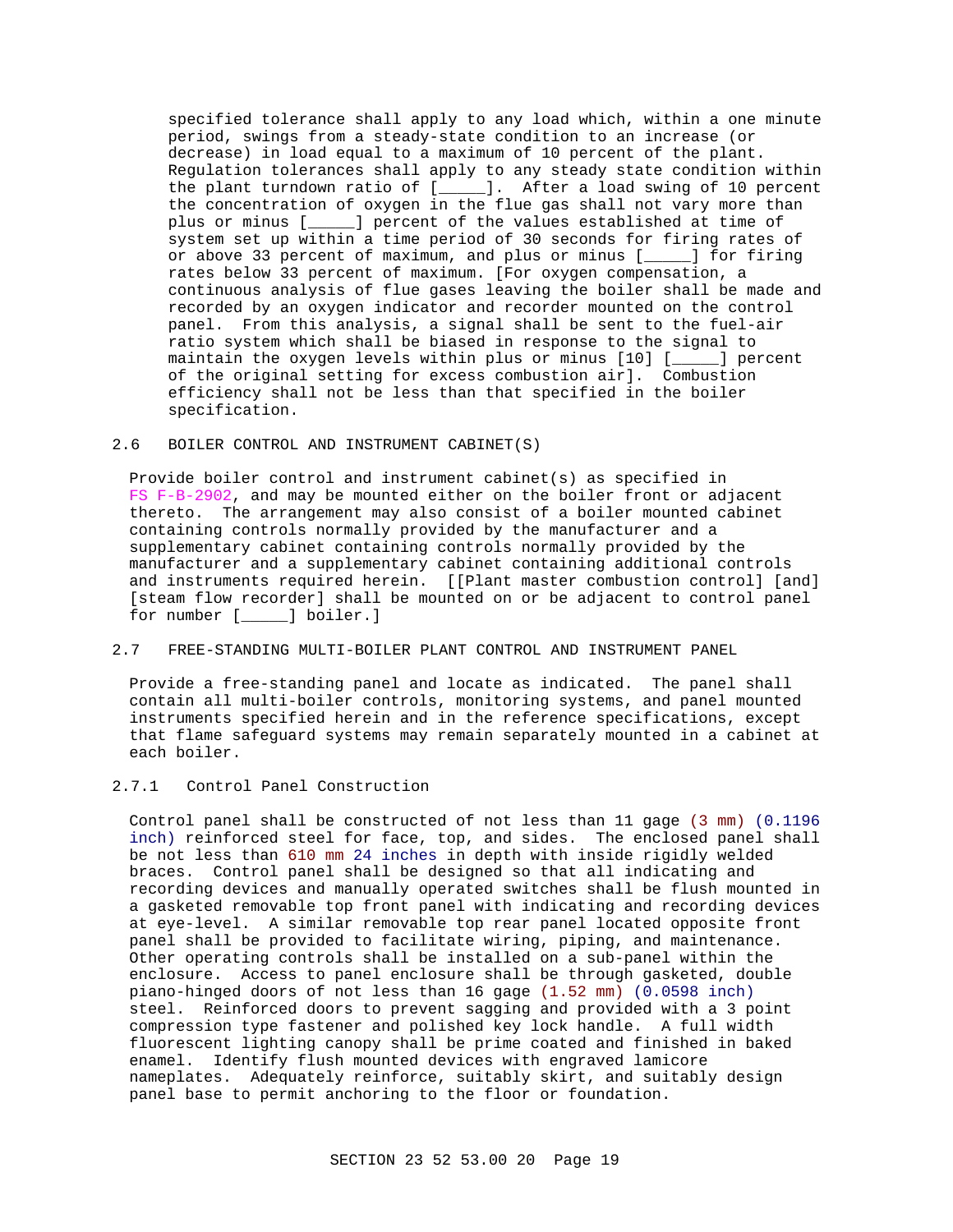specified tolerance shall apply to any load which, within a one minute period, swings from a steady-state condition to an increase (or decrease) in load equal to a maximum of 10 percent of the plant. Regulation tolerances shall apply to any steady state condition within the plant turndown ratio of [_____]. After a load swing of 10 percent the concentration of oxygen in the flue gas shall not vary more than plus or minus [_____] percent of the values established at time of system set up within a time period of 30 seconds for firing rates of or above 33 percent of maximum, and plus or minus [_____] for firing rates below 33 percent of maximum. [For oxygen compensation, a continuous analysis of flue gases leaving the boiler shall be made and recorded by an oxygen indicator and recorder mounted on the control panel. From this analysis, a signal shall be sent to the fuel-air ratio system which shall be biased in response to the signal to maintain the oxygen levels within plus or minus [10] [_____] percent of the original setting for excess combustion air]. Combustion efficiency shall not be less than that specified in the boiler specification.

## 2.6 BOILER CONTROL AND INSTRUMENT CABINET(S)

Provide boiler control and instrument cabinet(s) as specified in FS F-B-2902, and may be mounted either on the boiler front or adjacent thereto. The arrangement may also consist of a boiler mounted cabinet containing controls normally provided by the manufacturer and a supplementary cabinet containing controls normally provided by the manufacturer and a supplementary cabinet containing additional controls and instruments required herein. [[Plant master combustion control] [and] [steam flow recorder] shall be mounted on or be adjacent to control panel for number [_____] boiler.]

## 2.7 FREE-STANDING MULTI-BOILER PLANT CONTROL AND INSTRUMENT PANEL

Provide a free-standing panel and locate as indicated. The panel shall contain all multi-boiler controls, monitoring systems, and panel mounted instruments specified herein and in the reference specifications, except that flame safeguard systems may remain separately mounted in a cabinet at each boiler.

### 2.7.1 Control Panel Construction

Control panel shall be constructed of not less than 11 gage (3 mm) (0.1196 inch) reinforced steel for face, top, and sides. The enclosed panel shall be not less than 610 mm 24 inches in depth with inside rigidly welded braces. Control panel shall be designed so that all indicating and recording devices and manually operated switches shall be flush mounted in a gasketed removable top front panel with indicating and recording devices at eye-level. A similar removable top rear panel located opposite front panel shall be provided to facilitate wiring, piping, and maintenance. Other operating controls shall be installed on a sub-panel within the enclosure. Access to panel enclosure shall be through gasketed, double piano-hinged doors of not less than 16 gage (1.52 mm) (0.0598 inch) steel. Reinforced doors to prevent sagging and provided with a 3 point compression type fastener and polished key lock handle. A full width fluorescent lighting canopy shall be prime coated and finished in baked enamel. Identify flush mounted devices with engraved lamicore nameplates. Adequately reinforce, suitably skirt, and suitably design panel base to permit anchoring to the floor or foundation.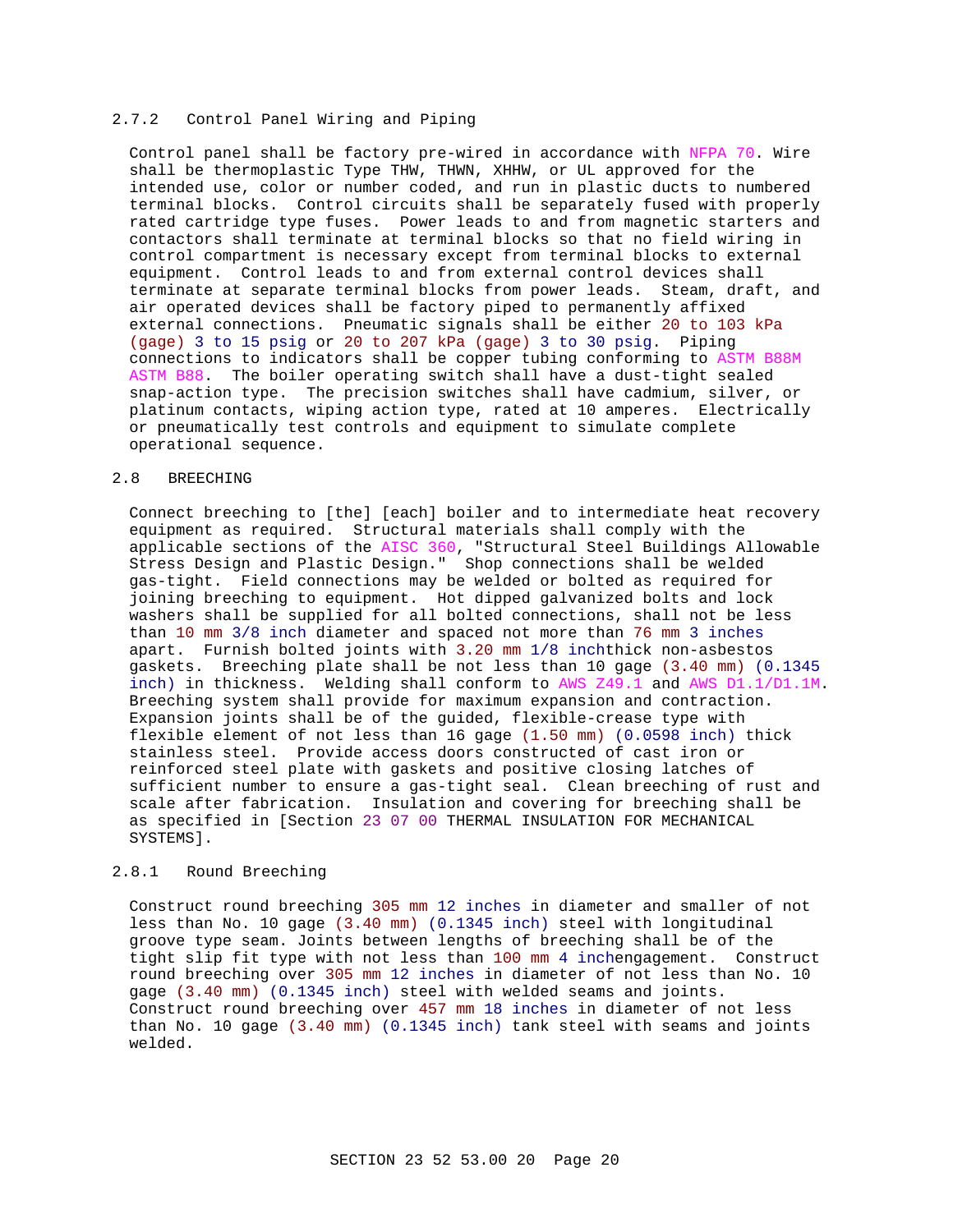### 2.7.2 Control Panel Wiring and Piping

Control panel shall be factory pre-wired in accordance with NFPA 70. Wire shall be thermoplastic Type THW, THWN, XHHW, or UL approved for the intended use, color or number coded, and run in plastic ducts to numbered terminal blocks. Control circuits shall be separately fused with properly rated cartridge type fuses. Power leads to and from magnetic starters and contactors shall terminate at terminal blocks so that no field wiring in control compartment is necessary except from terminal blocks to external equipment. Control leads to and from external control devices shall terminate at separate terminal blocks from power leads. Steam, draft, and air operated devices shall be factory piped to permanently affixed external connections. Pneumatic signals shall be either 20 to 103 kPa (gage) 3 to 15 psig or 20 to 207 kPa (gage) 3 to 30 psig. Piping connections to indicators shall be copper tubing conforming to ASTM B88M ASTM B88. The boiler operating switch shall have a dust-tight sealed snap-action type. The precision switches shall have cadmium, silver, or platinum contacts, wiping action type, rated at 10 amperes. Electrically or pneumatically test controls and equipment to simulate complete operational sequence.

## 2.8 BREECHING

Connect breeching to [the] [each] boiler and to intermediate heat recovery equipment as required. Structural materials shall comply with the applicable sections of the AISC 360, "Structural Steel Buildings Allowable Stress Design and Plastic Design." Shop connections shall be welded gas-tight. Field connections may be welded or bolted as required for joining breeching to equipment. Hot dipped galvanized bolts and lock washers shall be supplied for all bolted connections, shall not be less than 10 mm 3/8 inch diameter and spaced not more than 76 mm 3 inches apart. Furnish bolted joints with 3.20 mm 1/8 inchthick non-asbestos gaskets. Breeching plate shall be not less than 10 gage (3.40 mm) (0.1345 inch) in thickness. Welding shall conform to AWS Z49.1 and AWS D1.1/D1.1M. Breeching system shall provide for maximum expansion and contraction. Expansion joints shall be of the guided, flexible-crease type with flexible element of not less than 16 gage (1.50 mm) (0.0598 inch) thick stainless steel. Provide access doors constructed of cast iron or reinforced steel plate with gaskets and positive closing latches of sufficient number to ensure a gas-tight seal. Clean breeching of rust and scale after fabrication. Insulation and covering for breeching shall be as specified in [Section 23 07 00 THERMAL INSULATION FOR MECHANICAL SYSTEMS].

### 2.8.1 Round Breeching

Construct round breeching 305 mm 12 inches in diameter and smaller of not less than No. 10 gage (3.40 mm) (0.1345 inch) steel with longitudinal groove type seam. Joints between lengths of breeching shall be of the tight slip fit type with not less than 100 mm 4 inchengagement. Construct round breeching over 305 mm 12 inches in diameter of not less than No. 10 gage (3.40 mm) (0.1345 inch) steel with welded seams and joints. Construct round breeching over 457 mm 18 inches in diameter of not less than No. 10 gage (3.40 mm) (0.1345 inch) tank steel with seams and joints welded.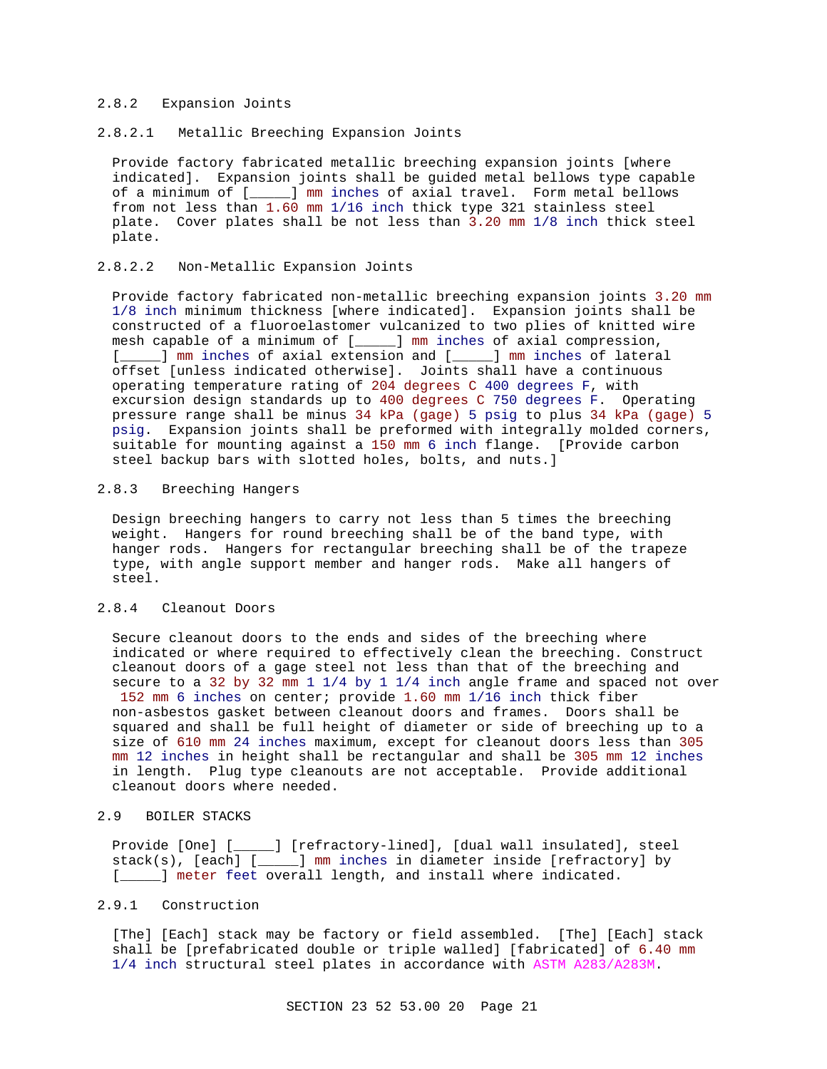### 2.8.2 Expansion Joints

#### 2.8.2.1 Metallic Breeching Expansion Joints

Provide factory fabricated metallic breeching expansion joints [where indicated]. Expansion joints shall be guided metal bellows type capable of a minimum of [_____] mm inches of axial travel. Form metal bellows from not less than 1.60 mm 1/16 inch thick type 321 stainless steel plate. Cover plates shall be not less than 3.20 mm 1/8 inch thick steel plate.

#### 2.8.2.2 Non-Metallic Expansion Joints

Provide factory fabricated non-metallic breeching expansion joints 3.20 mm 1/8 inch minimum thickness [where indicated]. Expansion joints shall be constructed of a fluoroelastomer vulcanized to two plies of knitted wire mesh capable of a minimum of [_____] mm inches of axial compression, [_____] mm inches of axial extension and [_____] mm inches of lateral offset [unless indicated otherwise]. Joints shall have a continuous operating temperature rating of 204 degrees C 400 degrees F, with excursion design standards up to 400 degrees C 750 degrees F. Operating pressure range shall be minus 34 kPa (gage) 5 psig to plus 34 kPa (gage) 5 psig. Expansion joints shall be preformed with integrally molded corners, suitable for mounting against a 150 mm 6 inch flange. [Provide carbon steel backup bars with slotted holes, bolts, and nuts.]

### 2.8.3 Breeching Hangers

Design breeching hangers to carry not less than 5 times the breeching weight. Hangers for round breeching shall be of the band type, with hanger rods. Hangers for rectangular breeching shall be of the trapeze type, with angle support member and hanger rods. Make all hangers of steel.

### 2.8.4 Cleanout Doors

Secure cleanout doors to the ends and sides of the breeching where indicated or where required to effectively clean the breeching. Construct cleanout doors of a gage steel not less than that of the breeching and secure to a 32 by 32 mm 1 1/4 by 1 1/4 inch angle frame and spaced not over 152 mm 6 inches on center; provide 1.60 mm 1/16 inch thick fiber non-asbestos gasket between cleanout doors and frames. Doors shall be squared and shall be full height of diameter or side of breeching up to a size of 610 mm 24 inches maximum, except for cleanout doors less than 305 mm 12 inches in height shall be rectangular and shall be 305 mm 12 inches in length. Plug type cleanouts are not acceptable. Provide additional cleanout doors where needed.

## 2.9 BOILER STACKS

Provide [One] [_____] [refractory-lined], [dual wall insulated], steel stack(s), [each] [_____] mm inches in diameter inside [refractory] by [_____] meter feet overall length, and install where indicated.

### 2.9.1 Construction

[The] [Each] stack may be factory or field assembled. [The] [Each] stack shall be [prefabricated double or triple walled] [fabricated] of 6.40 mm 1/4 inch structural steel plates in accordance with ASTM A283/A283M.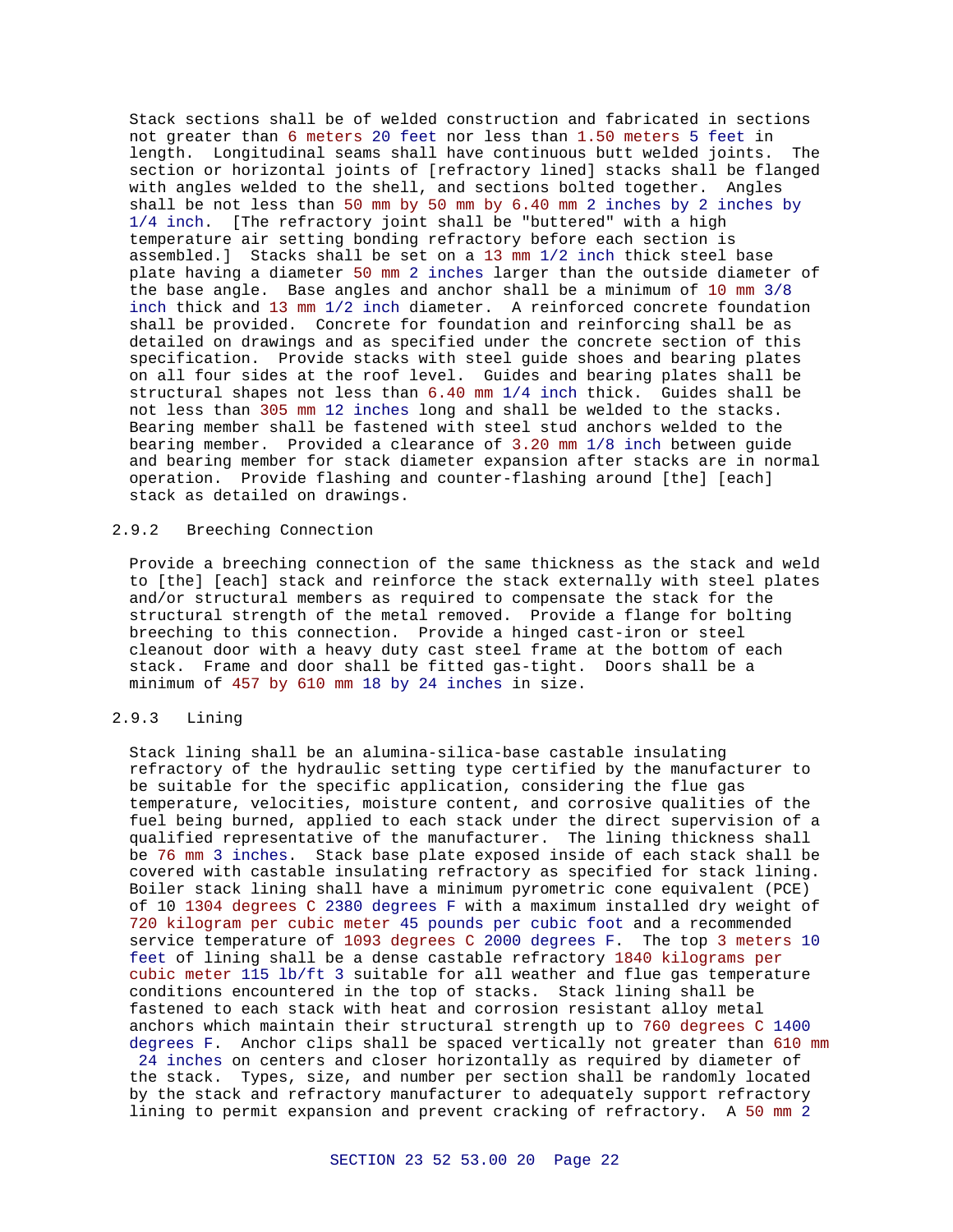Stack sections shall be of welded construction and fabricated in sections not greater than 6 meters 20 feet nor less than 1.50 meters 5 feet in length. Longitudinal seams shall have continuous butt welded joints. The section or horizontal joints of [refractory lined] stacks shall be flanged with angles welded to the shell, and sections bolted together. Angles shall be not less than 50 mm by 50 mm by 6.40 mm 2 inches by 2 inches by 1/4 inch. [The refractory joint shall be "buttered" with a high temperature air setting bonding refractory before each section is assembled.] Stacks shall be set on a 13 mm 1/2 inch thick steel base plate having a diameter 50 mm 2 inches larger than the outside diameter of the base angle. Base angles and anchor shall be a minimum of 10 mm 3/8 inch thick and 13 mm 1/2 inch diameter. A reinforced concrete foundation shall be provided. Concrete for foundation and reinforcing shall be as detailed on drawings and as specified under the concrete section of this specification. Provide stacks with steel guide shoes and bearing plates on all four sides at the roof level. Guides and bearing plates shall be structural shapes not less than 6.40 mm 1/4 inch thick. Guides shall be not less than 305 mm 12 inches long and shall be welded to the stacks. Bearing member shall be fastened with steel stud anchors welded to the bearing member. Provided a clearance of 3.20 mm 1/8 inch between guide and bearing member for stack diameter expansion after stacks are in normal operation. Provide flashing and counter-flashing around [the] [each] stack as detailed on drawings.

## 2.9.2 Breeching Connection

Provide a breeching connection of the same thickness as the stack and weld to [the] [each] stack and reinforce the stack externally with steel plates and/or structural members as required to compensate the stack for the structural strength of the metal removed. Provide a flange for bolting breeching to this connection. Provide a hinged cast-iron or steel cleanout door with a heavy duty cast steel frame at the bottom of each stack. Frame and door shall be fitted gas-tight. Doors shall be a minimum of 457 by 610 mm 18 by 24 inches in size.

## 2.9.3 Lining

Stack lining shall be an alumina-silica-base castable insulating refractory of the hydraulic setting type certified by the manufacturer to be suitable for the specific application, considering the flue gas temperature, velocities, moisture content, and corrosive qualities of the fuel being burned, applied to each stack under the direct supervision of a qualified representative of the manufacturer. The lining thickness shall be 76 mm 3 inches. Stack base plate exposed inside of each stack shall be covered with castable insulating refractory as specified for stack lining. Boiler stack lining shall have a minimum pyrometric cone equivalent (PCE) of 10 1304 degrees C 2380 degrees F with a maximum installed dry weight of 720 kilogram per cubic meter 45 pounds per cubic foot and a recommended service temperature of 1093 degrees C 2000 degrees F. The top 3 meters 10 feet of lining shall be a dense castable refractory 1840 kilograms per cubic meter 115 lb/ft 3 suitable for all weather and flue gas temperature conditions encountered in the top of stacks. Stack lining shall be fastened to each stack with heat and corrosion resistant alloy metal anchors which maintain their structural strength up to 760 degrees C 1400 degrees F. Anchor clips shall be spaced vertically not greater than 610 mm 24 inches on centers and closer horizontally as required by diameter of the stack. Types, size, and number per section shall be randomly located by the stack and refractory manufacturer to adequately support refractory lining to permit expansion and prevent cracking of refractory. A 50 mm 2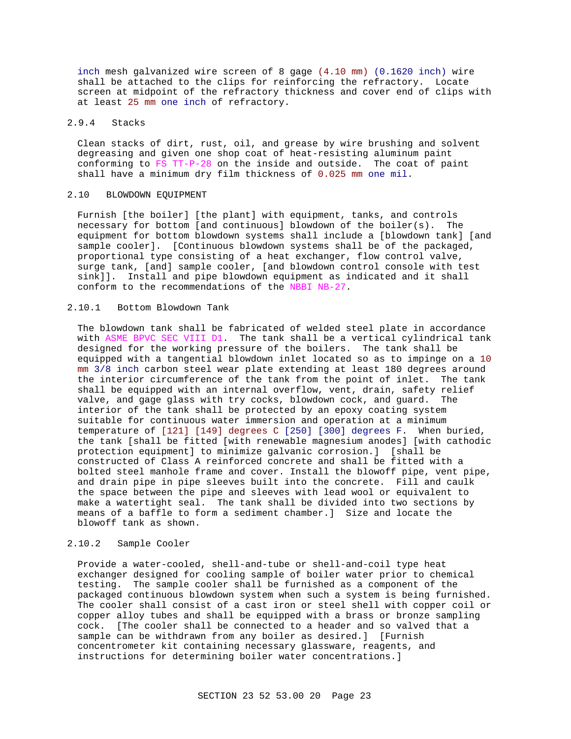inch mesh galvanized wire screen of 8 gage (4.10 mm) (0.1620 inch) wire shall be attached to the clips for reinforcing the refractory. Locate screen at midpoint of the refractory thickness and cover end of clips with at least 25 mm one inch of refractory.

#### 2.9.4 Stacks

Clean stacks of dirt, rust, oil, and grease by wire brushing and solvent degreasing and given one shop coat of heat-resisting aluminum paint conforming to FS TT-P-28 on the inside and outside. The coat of paint shall have a minimum dry film thickness of 0.025 mm one mil.

### 2.10 BLOWDOWN EQUIPMENT

Furnish [the boiler] [the plant] with equipment, tanks, and controls necessary for bottom [and continuous] blowdown of the boiler(s). The equipment for bottom blowdown systems shall include a [blowdown tank] [and sample cooler]. [Continuous blowdown systems shall be of the packaged, proportional type consisting of a heat exchanger, flow control valve, surge tank, [and] sample cooler, [and blowdown control console with test sink]]. Install and pipe blowdown equipment as indicated and it shall conform to the recommendations of the NBBI NB-27.

#### 2.10.1 Bottom Blowdown Tank

The blowdown tank shall be fabricated of welded steel plate in accordance with ASME BPVC SEC VIII D1. The tank shall be a vertical cylindrical tank designed for the working pressure of the boilers. The tank shall be equipped with a tangential blowdown inlet located so as to impinge on a 10 mm 3/8 inch carbon steel wear plate extending at least 180 degrees around the interior circumference of the tank from the point of inlet. The tank shall be equipped with an internal overflow, vent, drain, safety relief valve, and gage glass with try cocks, blowdown cock, and guard. The interior of the tank shall be protected by an epoxy coating system suitable for continuous water immersion and operation at a minimum temperature of [121] [149] degrees C [250] [300] degrees F. When buried, the tank [shall be fitted [with renewable magnesium anodes] [with cathodic protection equipment] to minimize galvanic corrosion.] [shall be constructed of Class A reinforced concrete and shall be fitted with a bolted steel manhole frame and cover. Install the blowoff pipe, vent pipe, and drain pipe in pipe sleeves built into the concrete. Fill and caulk the space between the pipe and sleeves with lead wool or equivalent to make a watertight seal. The tank shall be divided into two sections by means of a baffle to form a sediment chamber.] Size and locate the blowoff tank as shown.

#### 2.10.2 Sample Cooler

Provide a water-cooled, shell-and-tube or shell-and-coil type heat exchanger designed for cooling sample of boiler water prior to chemical testing. The sample cooler shall be furnished as a component of the packaged continuous blowdown system when such a system is being furnished. The cooler shall consist of a cast iron or steel shell with copper coil or copper alloy tubes and shall be equipped with a brass or bronze sampling cock. [The cooler shall be connected to a header and so valved that a sample can be withdrawn from any boiler as desired.] [Furnish concentrometer kit containing necessary glassware, reagents, and instructions for determining boiler water concentrations.]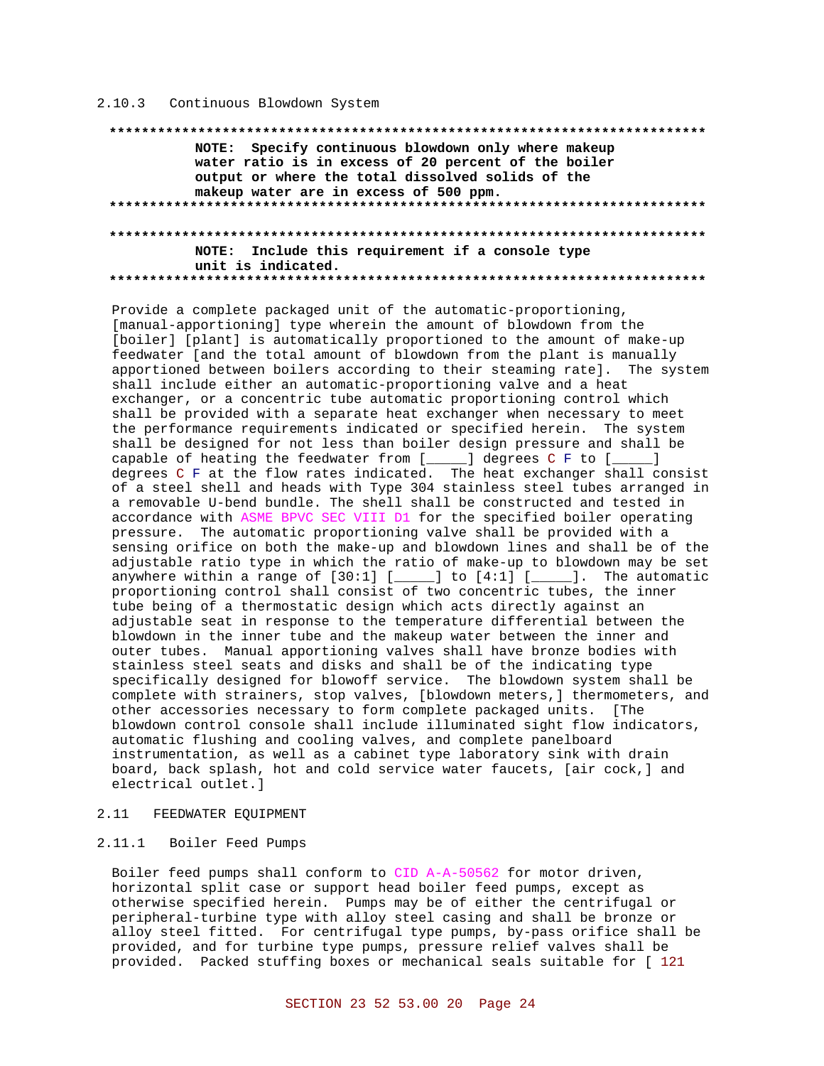### 2.10.3 Continuous Blowdown System

**************************************************************************

**NOTE: Specify continuous blowdown only where makeup water ratio is in excess of 20 percent of the boiler output or where the total dissolved solids of the makeup water are in excess of 500 ppm.**

**************************************************************************

**************************************************************************

**NOTE: Include this requirement if a console type unit is indicated.**

**************************************************************************

Provide a complete packaged unit of the automatic-proportioning, [manual-apportioning] type wherein the amount of blowdown from the [boiler] [plant] is automatically proportioned to the amount of make-up feedwater [and the total amount of blowdown from the plant is manually apportioned between boilers according to their steaming rate]. The system shall include either an automatic-proportioning valve and a heat exchanger, or a concentric tube automatic proportioning control which shall be provided with a separate heat exchanger when necessary to meet the performance requirements indicated or specified herein. The system shall be designed for not less than boiler design pressure and shall be capable of heating the feedwater from [_____] degrees C F to [_____] degrees C F at the flow rates indicated. The heat exchanger shall consist of a steel shell and heads with Type 304 stainless steel tubes arranged in a removable U-bend bundle. The shell shall be constructed and tested in accordance with ASME BPVC SEC VIII D1 for the specified boiler operating pressure. The automatic proportioning valve shall be provided with a sensing orifice on both the make-up and blowdown lines and shall be of the adjustable ratio type in which the ratio of make-up to blowdown may be set anywhere within a range of [30:1] [_____] to [4:1] [_____]. The automatic proportioning control shall consist of two concentric tubes, the inner tube being of a thermostatic design which acts directly against an adjustable seat in response to the temperature differential between the blowdown in the inner tube and the makeup water between the inner and outer tubes. Manual apportioning valves shall have bronze bodies with stainless steel seats and disks and shall be of the indicating type specifically designed for blowoff service. The blowdown system shall be complete with strainers, stop valves, [blowdown meters,] thermometers, and other accessories necessary to form complete packaged units. [The blowdown control console shall include illuminated sight flow indicators, automatic flushing and cooling valves, and complete panelboard instrumentation, as well as a cabinet type laboratory sink with drain board, back splash, hot and cold service water faucets, [air cock,] and electrical outlet.]

## 2.11 FEEDWATER EQUIPMENT

### 2.11.1 Boiler Feed Pumps

Boiler feed pumps shall conform to CID A-A-50562 for motor driven, horizontal split case or support head boiler feed pumps, except as otherwise specified herein. Pumps may be of either the centrifugal or peripheral-turbine type with alloy steel casing and shall be bronze or alloy steel fitted. For centrifugal type pumps, by-pass orifice shall be provided, and for turbine type pumps, pressure relief valves shall be provided. Packed stuffing boxes or mechanical seals suitable for [ 121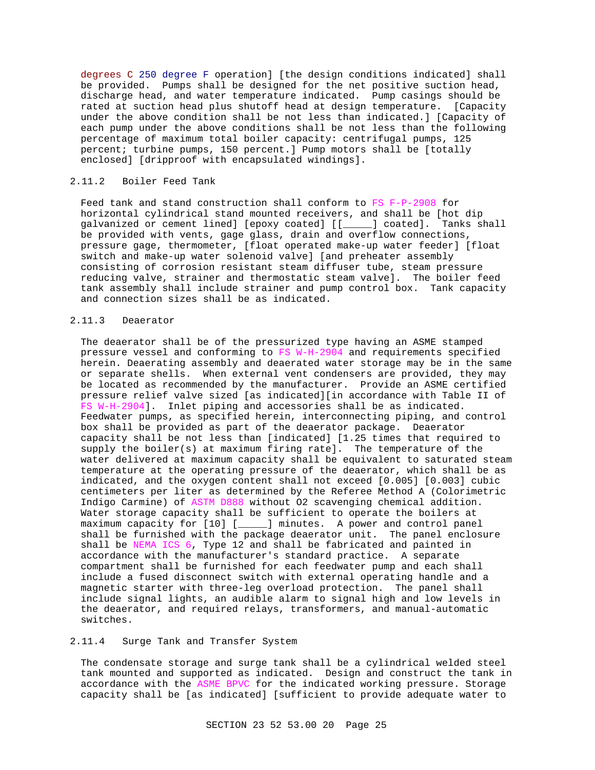degrees C 250 degree F operation] [the design conditions indicated] shall be provided. Pumps shall be designed for the net positive suction head, discharge head, and water temperature indicated. Pump casings should be rated at suction head plus shutoff head at design temperature. [Capacity under the above condition shall be not less than indicated.] [Capacity of each pump under the above conditions shall be not less than the following percentage of maximum total boiler capacity: centrifugal pumps, 125 percent; turbine pumps, 150 percent.] Pump motors shall be [totally enclosed] [dripproof with encapsulated windings].

### 2.11.2 Boiler Feed Tank

Feed tank and stand construction shall conform to FS F-P-2908 for horizontal cylindrical stand mounted receivers, and shall be [hot dip galvanized or cement lined] [epoxy coated] [[_____] coated]. Tanks shall be provided with vents, gage glass, drain and overflow connections, pressure gage, thermometer, [float operated make-up water feeder] [float switch and make-up water solenoid valve] [and preheater assembly consisting of corrosion resistant steam diffuser tube, steam pressure reducing valve, strainer and thermostatic steam valve]. The boiler feed tank assembly shall include strainer and pump control box. Tank capacity and connection sizes shall be as indicated.

### 2.11.3 Deaerator

The deaerator shall be of the pressurized type having an ASME stamped pressure vessel and conforming to FS W-H-2904 and requirements specified herein. Deaerating assembly and deaerated water storage may be in the same or separate shells. When external vent condensers are provided, they may be located as recommended by the manufacturer. Provide an ASME certified pressure relief valve sized [as indicated][in accordance with Table II of FS W-H-2904]. Inlet piping and accessories shall be as indicated. Feedwater pumps, as specified herein, interconnecting piping, and control box shall be provided as part of the deaerator package. Deaerator capacity shall be not less than [indicated] [1.25 times that required to supply the boiler(s) at maximum firing rate]. The temperature of the water delivered at maximum capacity shall be equivalent to saturated steam temperature at the operating pressure of the deaerator, which shall be as indicated, and the oxygen content shall not exceed [0.005] [0.003] cubic centimeters per liter as determined by the Referee Method A (Colorimetric Indigo Carmine) of ASTM D888 without O2 scavenging chemical addition. Water storage capacity shall be sufficient to operate the boilers at maximum capacity for [10] [_____] minutes. A power and control panel shall be furnished with the package deaerator unit. The panel enclosure shall be NEMA ICS 6, Type 12 and shall be fabricated and painted in accordance with the manufacturer's standard practice. A separate compartment shall be furnished for each feedwater pump and each shall include a fused disconnect switch with external operating handle and a magnetic starter with three-leg overload protection. The panel shall include signal lights, an audible alarm to signal high and low levels in the deaerator, and required relays, transformers, and manual-automatic switches.

### 2.11.4 Surge Tank and Transfer System

The condensate storage and surge tank shall be a cylindrical welded steel tank mounted and supported as indicated. Design and construct the tank in accordance with the ASME BPVC for the indicated working pressure. Storage capacity shall be [as indicated] [sufficient to provide adequate water to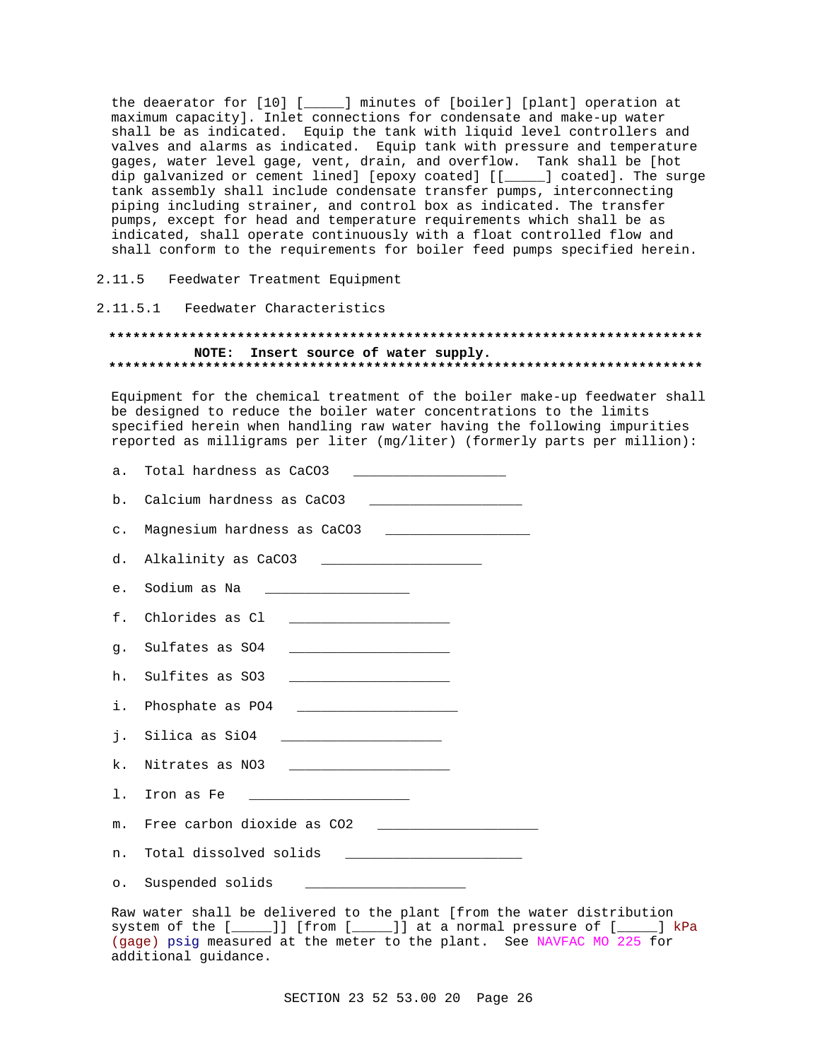the deaerator for [10] [_____] minutes of [boiler] [plant] operation at maximum capacity]. Inlet connections for condensate and make-up water shall be as indicated. Equip the tank with liquid level controllers and valves and alarms as indicated. Equip tank with pressure and temperature gages, water level gage, vent, drain, and overflow. Tank shall be [hot dip galvanized or cement lined] [epoxy coated] [[_____] coated]. The surge tank assembly shall include condensate transfer pumps, interconnecting piping including strainer, and control box as indicated. The transfer pumps, except for head and temperature requirements which shall be as indicated, shall operate continuously with a float controlled flow and shall conform to the requirements for boiler feed pumps specified herein.

### 2.11.5 Feedwater Treatment Equipment

#### 2.11.5.1 Feedwater Characteristics

**************************************************************************
**NOTE: Insert source of water supply.**
**************************************************************************

Equipment for the chemical treatment of the boiler make-up feedwater shall be designed to reduce the boiler water concentrations to the limits specified herein when handling raw water having the following impurities reported as milligrams per liter (mg/liter) (formerly parts per million):

a. Total hardness as $CaCO_3$ ___________________

b. Calcium hardness as $CaCO_3$ ___________________

c. Magnesium hardness as $CaCO_3$ ___________________

d. Alkalinity as $CaCO_3$ ____________________

e. Sodium as Na __________________

f. Chlorides as Cl ____________________

g. Sulfates as $SO_4$ ____________________

h. Sulfites as $SO_3$ ____________________

i. Phosphate as $PO_4$ ____________________

j. Silica as $SiO_4$ ____________________

k. Nitrates as $NO_3$ ____________________

l. Iron as Fe ____________________

m. Free carbon dioxide as $CO_2$ ____________________

n. Total dissolved solids ______________________

o. Suspended solids ____________________

Raw water shall be delivered to the plant [from the water distribution system of the [_____]] [from [_____]] at a normal pressure of [_____] kPa (gage) psig measured at the meter to the plant. See NAVFAC MO 225 for additional guidance.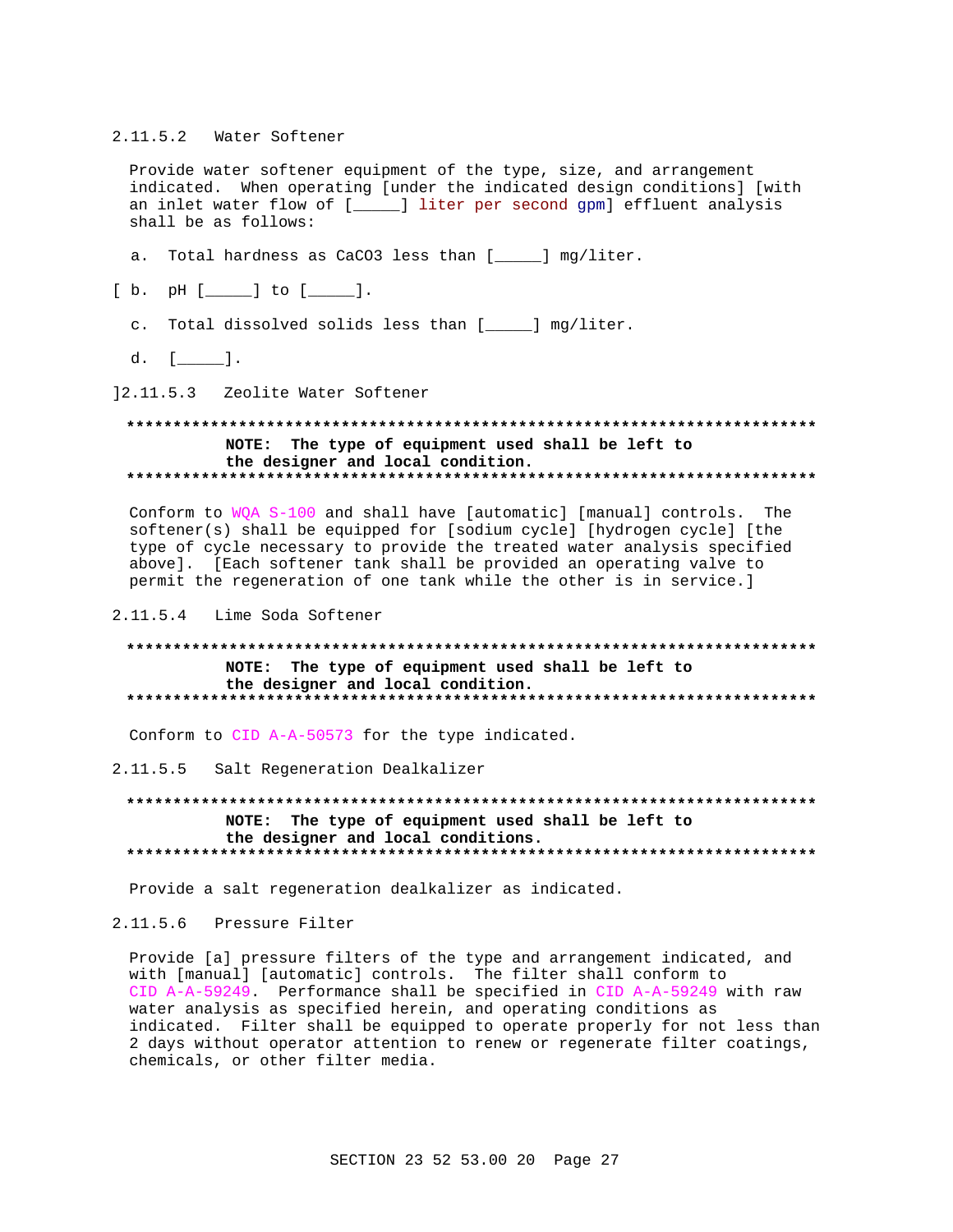#### 2.11.5.2 Water Softener

Provide water softener equipment of the type, size, and arrangement indicated. When operating [under the indicated design conditions] [with an inlet water flow of [_____] liter per second gpm] effluent analysis shall be as follows:

a. Total hardness as $CaCO_3$ less than [_____] mg/liter.

[ b. pH [_____] to [_____].

c. Total dissolved solids less than [_____] mg/liter.

d. [_____].

]

#### 2.11.5.3 Zeolite Water Softener

**************************************************************************

**NOTE: The type of equipment used shall be left to the designer and local condition.**

**************************************************************************

Conform to WQA S-100 and shall have [automatic] [manual] controls. The softener(s) shall be equipped for [sodium cycle] [hydrogen cycle] [the type of cycle necessary to provide the treated water analysis specified above]. [Each softener tank shall be provided an operating valve to permit the regeneration of one tank while the other is in service.]

#### 2.11.5.4 Lime Soda Softener

**************************************************************************

**NOTE: The type of equipment used shall be left to the designer and local condition.**

**************************************************************************

Conform to CID A-A-50573 for the type indicated.

#### 2.11.5.5 Salt Regeneration Dealkalizer

**************************************************************************

**NOTE: The type of equipment used shall be left to the designer and local conditions.**

**************************************************************************

Provide a salt regeneration dealkalizer as indicated.

#### 2.11.5.6 Pressure Filter

Provide [a] pressure filters of the type and arrangement indicated, and with [manual] [automatic] controls. The filter shall conform to CID A-A-59249. Performance shall be specified in CID A-A-59249 with raw water analysis as specified herein, and operating conditions as indicated. Filter shall be equipped to operate properly for not less than 2 days without operator attention to renew or regenerate filter coatings, chemicals, or other filter media.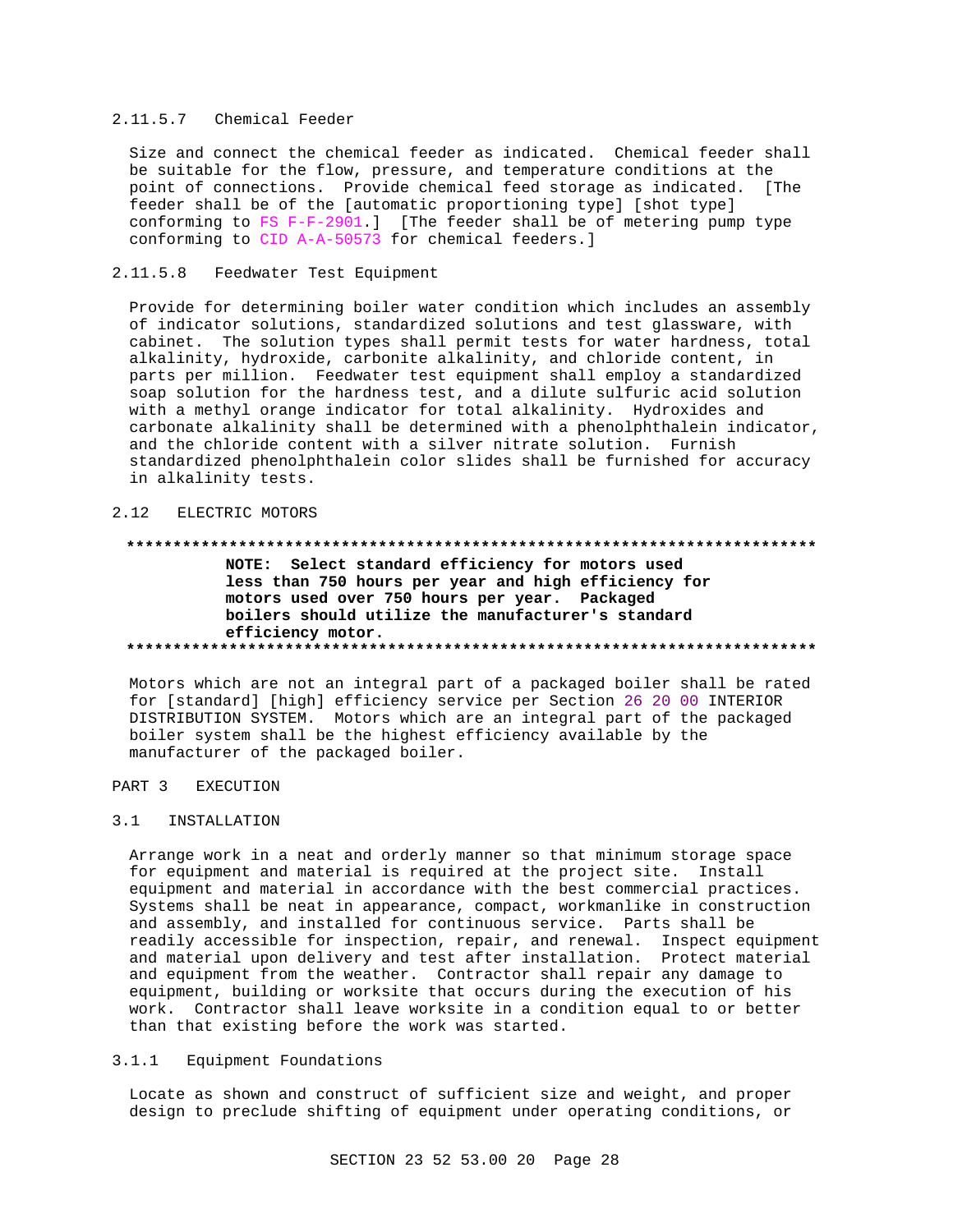#### 2.11.5.7 Chemical Feeder

Size and connect the chemical feeder as indicated. Chemical feeder shall be suitable for the flow, pressure, and temperature conditions at the point of connections. Provide chemical feed storage as indicated. [The feeder shall be of the [automatic proportioning type] [shot type] conforming to FS F-F-2901.] [The feeder shall be of metering pump type conforming to CID A-A-50573 for chemical feeders.]

#### 2.11.5.8 Feedwater Test Equipment

Provide for determining boiler water condition which includes an assembly of indicator solutions, standardized solutions and test glassware, with cabinet. The solution types shall permit tests for water hardness, total alkalinity, hydroxide, carbonite alkalinity, and chloride content, in parts per million. Feedwater test equipment shall employ a standardized soap solution for the hardness test, and a dilute sulfuric acid solution with a methyl orange indicator for total alkalinity. Hydroxides and carbonate alkalinity shall be determined with a phenolphthalein indicator, and the chloride content with a silver nitrate solution. Furnish standardized phenolphthalein color slides shall be furnished for accuracy in alkalinity tests.

## 2.12 ELECTRIC MOTORS

**************************************************************************

**NOTE: Select standard efficiency for motors used less than 750 hours per year and high efficiency for motors used over 750 hours per year. Packaged boilers should utilize the manufacturer's standard efficiency motor.**

**************************************************************************

Motors which are not an integral part of a packaged boiler shall be rated for [standard] [high] efficiency service per Section 26 20 00 INTERIOR DISTRIBUTION SYSTEM. Motors which are an integral part of the packaged boiler system shall be the highest efficiency available by the manufacturer of the packaged boiler.

# PART 3 EXECUTION

## 3.1 INSTALLATION

Arrange work in a neat and orderly manner so that minimum storage space for equipment and material is required at the project site. Install equipment and material in accordance with the best commercial practices. Systems shall be neat in appearance, compact, workmanlike in construction and assembly, and installed for continuous service. Parts shall be readily accessible for inspection, repair, and renewal. Inspect equipment and material upon delivery and test after installation. Protect material and equipment from the weather. Contractor shall repair any damage to equipment, building or worksite that occurs during the execution of his work. Contractor shall leave worksite in a condition equal to or better than that existing before the work was started.

### 3.1.1 Equipment Foundations

Locate as shown and construct of sufficient size and weight, and proper design to preclude shifting of equipment under operating conditions, or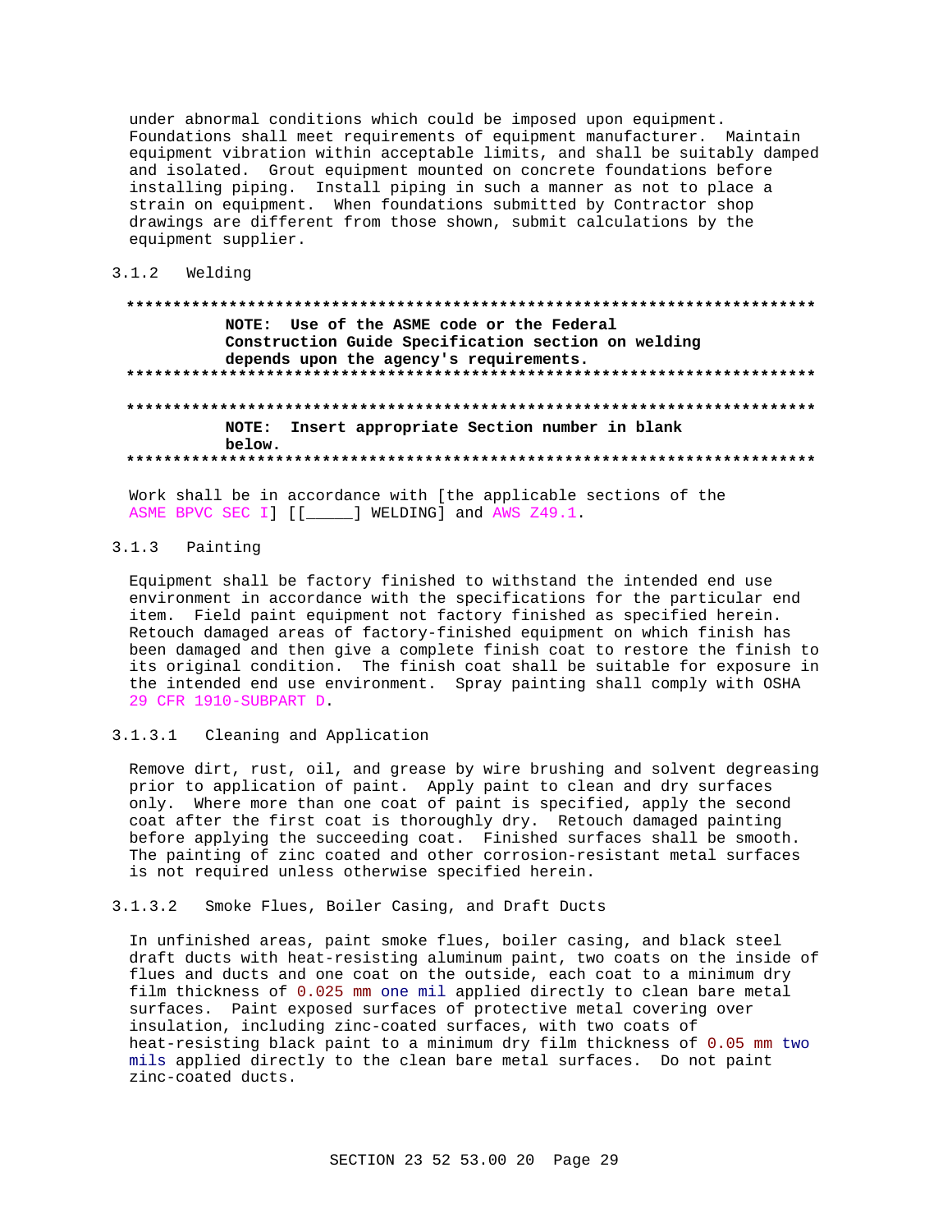under abnormal conditions which could be imposed upon equipment. Foundations shall meet requirements of equipment manufacturer. Maintain equipment vibration within acceptable limits, and shall be suitably damped and isolated. Grout equipment mounted on concrete foundations before installing piping. Install piping in such a manner as not to place a strain on equipment. When foundations submitted by Contractor shop drawings are different from those shown, submit calculations by the equipment supplier.

### 3.1.2 Welding

```
**************************************************************************
            NOTE:  Use of the ASME code or the Federal
            Construction Guide Specification section on welding
            depends upon the agency's requirements.
**************************************************************************

**************************************************************************
            NOTE:  Insert appropriate Section number in blank
            below.
**************************************************************************
```

Work shall be in accordance with [the applicable sections of the ASME BPVC SEC I] [[_____] WELDING] and AWS Z49.1.

### 3.1.3 Painting

Equipment shall be factory finished to withstand the intended end use environment in accordance with the specifications for the particular end item. Field paint equipment not factory finished as specified herein. Retouch damaged areas of factory-finished equipment on which finish has been damaged and then give a complete finish coat to restore the finish to its original condition. The finish coat shall be suitable for exposure in the intended end use environment. Spray painting shall comply with OSHA 29 CFR 1910-SUBPART D.

#### 3.1.3.1 Cleaning and Application

Remove dirt, rust, oil, and grease by wire brushing and solvent degreasing prior to application of paint. Apply paint to clean and dry surfaces only. Where more than one coat of paint is specified, apply the second coat after the first coat is thoroughly dry. Retouch damaged painting before applying the succeeding coat. Finished surfaces shall be smooth. The painting of zinc coated and other corrosion-resistant metal surfaces is not required unless otherwise specified herein.

#### 3.1.3.2 Smoke Flues, Boiler Casing, and Draft Ducts

In unfinished areas, paint smoke flues, boiler casing, and black steel draft ducts with heat-resisting aluminum paint, two coats on the inside of flues and ducts and one coat on the outside, each coat to a minimum dry film thickness of 0.025 mm one mil applied directly to clean bare metal surfaces. Paint exposed surfaces of protective metal covering over insulation, including zinc-coated surfaces, with two coats of heat-resisting black paint to a minimum dry film thickness of 0.05 mm two mils applied directly to the clean bare metal surfaces. Do not paint zinc-coated ducts.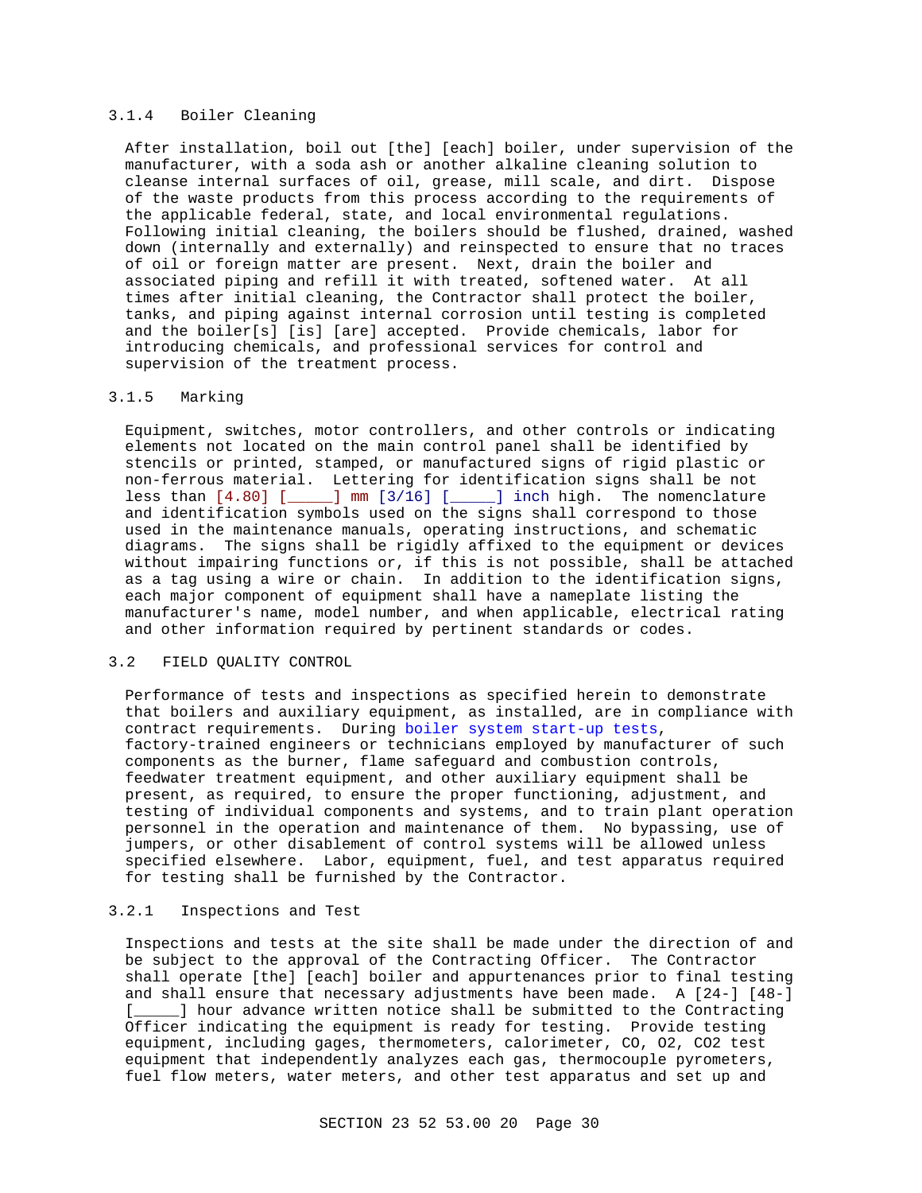### 3.1.4 Boiler Cleaning

After installation, boil out [the] [each] boiler, under supervision of the manufacturer, with a soda ash or another alkaline cleaning solution to cleanse internal surfaces of oil, grease, mill scale, and dirt. Dispose of the waste products from this process according to the requirements of the applicable federal, state, and local environmental regulations. Following initial cleaning, the boilers should be flushed, drained, washed down (internally and externally) and reinspected to ensure that no traces of oil or foreign matter are present. Next, drain the boiler and associated piping and refill it with treated, softened water. At all times after initial cleaning, the Contractor shall protect the boiler, tanks, and piping against internal corrosion until testing is completed and the boiler[s] [is] [are] accepted. Provide chemicals, labor for introducing chemicals, and professional services for control and supervision of the treatment process.

### 3.1.5 Marking

Equipment, switches, motor controllers, and other controls or indicating elements not located on the main control panel shall be identified by stencils or printed, stamped, or manufactured signs of rigid plastic or non-ferrous material. Lettering for identification signs shall be not less than [4.80] [_____] mm [3/16] [_____] inch high. The nomenclature and identification symbols used on the signs shall correspond to those used in the maintenance manuals, operating instructions, and schematic diagrams. The signs shall be rigidly affixed to the equipment or devices without impairing functions or, if this is not possible, shall be attached as a tag using a wire or chain. In addition to the identification signs, each major component of equipment shall have a nameplate listing the manufacturer's name, model number, and when applicable, electrical rating and other information required by pertinent standards or codes.

## 3.2 FIELD QUALITY CONTROL

Performance of tests and inspections as specified herein to demonstrate that boilers and auxiliary equipment, as installed, are in compliance with contract requirements. During boiler system start-up tests, factory-trained engineers or technicians employed by manufacturer of such components as the burner, flame safeguard and combustion controls, feedwater treatment equipment, and other auxiliary equipment shall be present, as required, to ensure the proper functioning, adjustment, and testing of individual components and systems, and to train plant operation personnel in the operation and maintenance of them. No bypassing, use of jumpers, or other disablement of control systems will be allowed unless specified elsewhere. Labor, equipment, fuel, and test apparatus required for testing shall be furnished by the Contractor.

### 3.2.1 Inspections and Test

Inspections and tests at the site shall be made under the direction of and be subject to the approval of the Contracting Officer. The Contractor shall operate [the] [each] boiler and appurtenances prior to final testing and shall ensure that necessary adjustments have been made. A [24-] [48-] [_____] hour advance written notice shall be submitted to the Contracting Officer indicating the equipment is ready for testing. Provide testing equipment, including gages, thermometers, calorimeter, CO, $O_2$, $CO_2$ test equipment that independently analyzes each gas, thermocouple pyrometers, fuel flow meters, water meters, and other test apparatus and set up and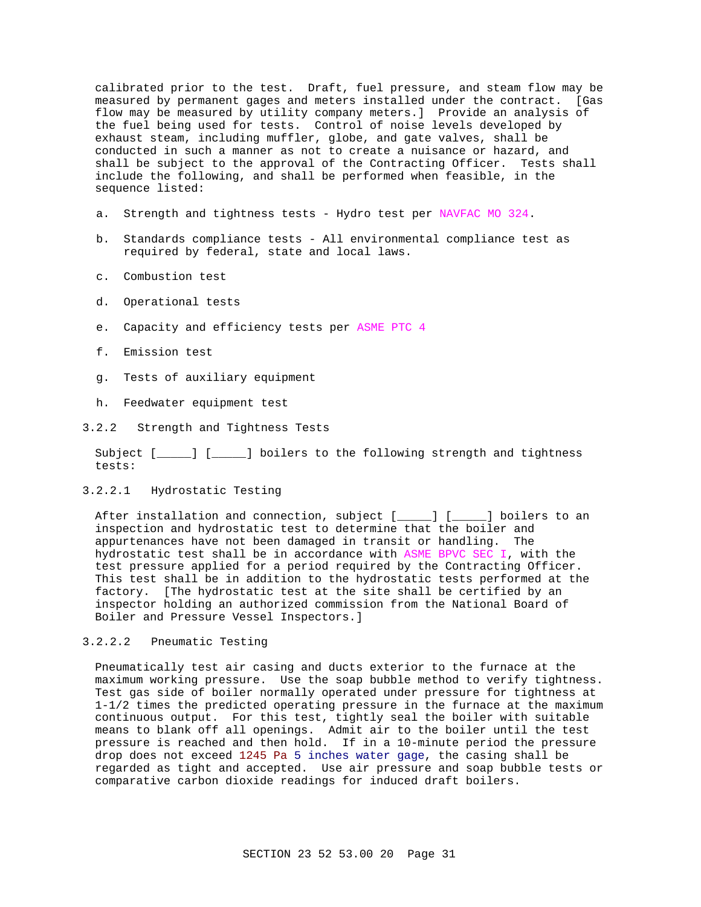calibrated prior to the test. Draft, fuel pressure, and steam flow may be measured by permanent gages and meters installed under the contract. [Gas flow may be measured by utility company meters.] Provide an analysis of the fuel being used for tests. Control of noise levels developed by exhaust steam, including muffler, globe, and gate valves, shall be conducted in such a manner as not to create a nuisance or hazard, and shall be subject to the approval of the Contracting Officer. Tests shall include the following, and shall be performed when feasible, in the sequence listed:

a. Strength and tightness tests - Hydro test per NAVFAC MO 324.

b. Standards compliance tests - All environmental compliance test as required by federal, state and local laws.

c. Combustion test

d. Operational tests

e. Capacity and efficiency tests per ASME PTC 4

f. Emission test

g. Tests of auxiliary equipment

h. Feedwater equipment test

### 3.2.2 Strength and Tightness Tests

Subject [_____] [_____] boilers to the following strength and tightness tests:

#### 3.2.2.1 Hydrostatic Testing

After installation and connection, subject [_____] [_____] boilers to an inspection and hydrostatic test to determine that the boiler and appurtenances have not been damaged in transit or handling. The hydrostatic test shall be in accordance with ASME BPVC SEC I, with the test pressure applied for a period required by the Contracting Officer. This test shall be in addition to the hydrostatic tests performed at the factory. [The hydrostatic test at the site shall be certified by an inspector holding an authorized commission from the National Board of Boiler and Pressure Vessel Inspectors.]

#### 3.2.2.2 Pneumatic Testing

Pneumatically test air casing and ducts exterior to the furnace at the maximum working pressure. Use the soap bubble method to verify tightness. Test gas side of boiler normally operated under pressure for tightness at 1-1/2 times the predicted operating pressure in the furnace at the maximum continuous output. For this test, tightly seal the boiler with suitable means to blank off all openings. Admit air to the boiler until the test pressure is reached and then hold. If in a 10-minute period the pressure drop does not exceed 1245 Pa 5 inches water gage, the casing shall be regarded as tight and accepted. Use air pressure and soap bubble tests or comparative carbon dioxide readings for induced draft boilers.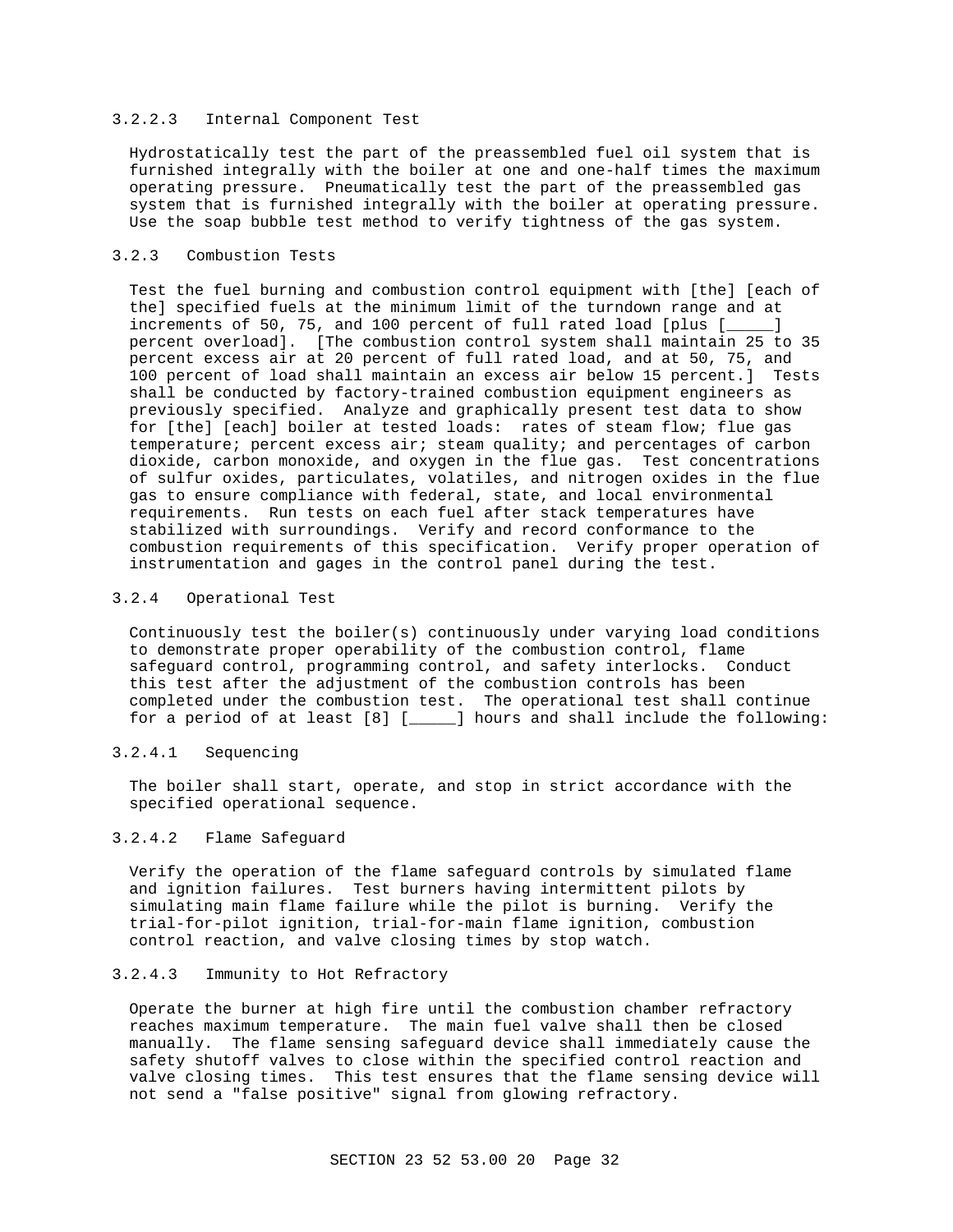#### 3.2.2.3 Internal Component Test

Hydrostatically test the part of the preassembled fuel oil system that is furnished integrally with the boiler at one and one-half times the maximum operating pressure. Pneumatically test the part of the preassembled gas system that is furnished integrally with the boiler at operating pressure. Use the soap bubble test method to verify tightness of the gas system.

### 3.2.3 Combustion Tests

Test the fuel burning and combustion control equipment with [the] [each of the] specified fuels at the minimum limit of the turndown range and at increments of 50, 75, and 100 percent of full rated load [plus [_____] percent overload]. [The combustion control system shall maintain 25 to 35 percent excess air at 20 percent of full rated load, and at 50, 75, and 100 percent of load shall maintain an excess air below 15 percent.] Tests shall be conducted by factory-trained combustion equipment engineers as previously specified. Analyze and graphically present test data to show for [the] [each] boiler at tested loads: rates of steam flow; flue gas temperature; percent excess air; steam quality; and percentages of carbon dioxide, carbon monoxide, and oxygen in the flue gas. Test concentrations of sulfur oxides, particulates, volatiles, and nitrogen oxides in the flue gas to ensure compliance with federal, state, and local environmental requirements. Run tests on each fuel after stack temperatures have stabilized with surroundings. Verify and record conformance to the combustion requirements of this specification. Verify proper operation of instrumentation and gages in the control panel during the test.

### 3.2.4 Operational Test

Continuously test the boiler(s) continuously under varying load conditions to demonstrate proper operability of the combustion control, flame safeguard control, programming control, and safety interlocks. Conduct this test after the adjustment of the combustion controls has been completed under the combustion test. The operational test shall continue for a period of at least [8] [_____] hours and shall include the following:

#### 3.2.4.1 Sequencing

The boiler shall start, operate, and stop in strict accordance with the specified operational sequence.

#### 3.2.4.2 Flame Safeguard

Verify the operation of the flame safeguard controls by simulated flame and ignition failures. Test burners having intermittent pilots by simulating main flame failure while the pilot is burning. Verify the trial-for-pilot ignition, trial-for-main flame ignition, combustion control reaction, and valve closing times by stop watch.

#### 3.2.4.3 Immunity to Hot Refractory

Operate the burner at high fire until the combustion chamber refractory reaches maximum temperature. The main fuel valve shall then be closed manually. The flame sensing safeguard device shall immediately cause the safety shutoff valves to close within the specified control reaction and valve closing times. This test ensures that the flame sensing device will not send a "false positive" signal from glowing refractory.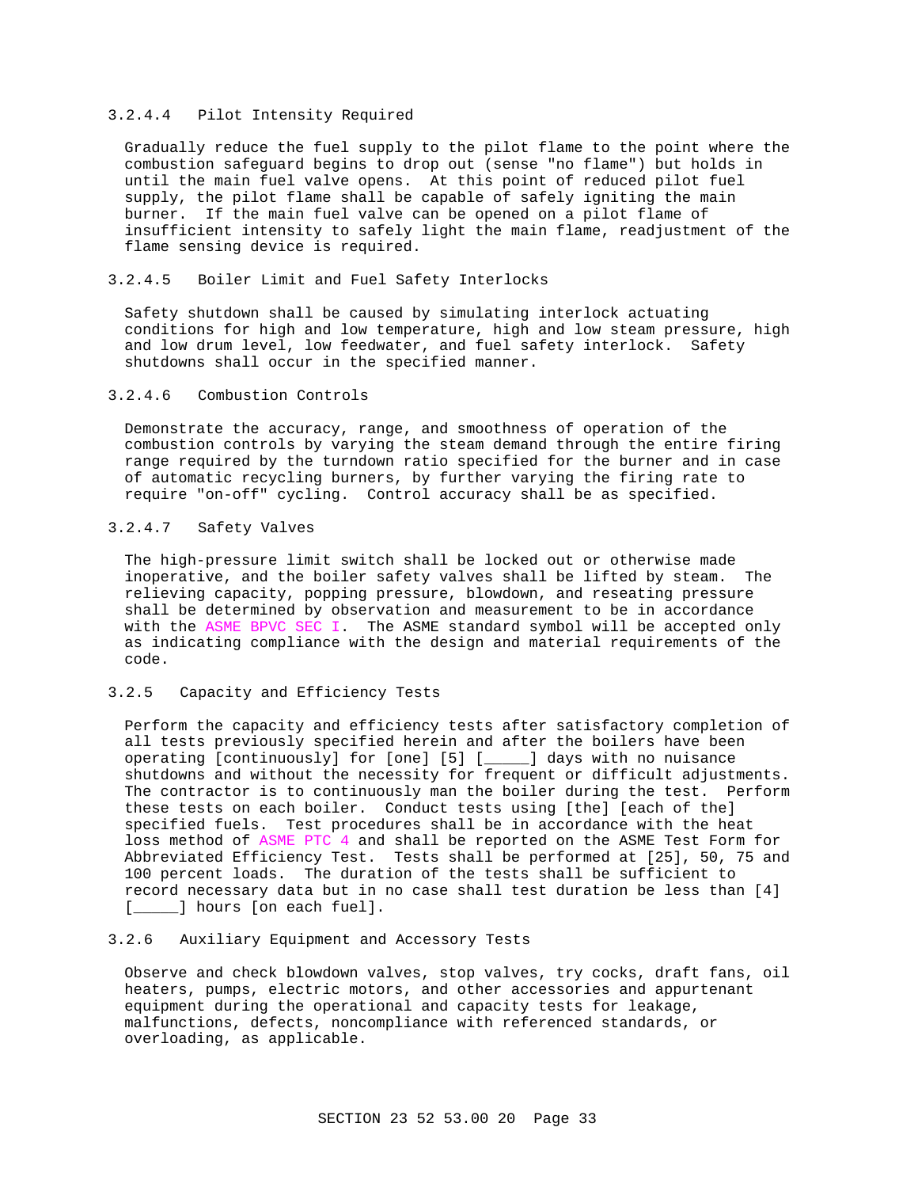#### 3.2.4.4 Pilot Intensity Required

Gradually reduce the fuel supply to the pilot flame to the point where the combustion safeguard begins to drop out (sense "no flame") but holds in until the main fuel valve opens. At this point of reduced pilot fuel supply, the pilot flame shall be capable of safely igniting the main burner. If the main fuel valve can be opened on a pilot flame of insufficient intensity to safely light the main flame, readjustment of the flame sensing device is required.

#### 3.2.4.5 Boiler Limit and Fuel Safety Interlocks

Safety shutdown shall be caused by simulating interlock actuating conditions for high and low temperature, high and low steam pressure, high and low drum level, low feedwater, and fuel safety interlock. Safety shutdowns shall occur in the specified manner.

#### 3.2.4.6 Combustion Controls

Demonstrate the accuracy, range, and smoothness of operation of the combustion controls by varying the steam demand through the entire firing range required by the turndown ratio specified for the burner and in case of automatic recycling burners, by further varying the firing rate to require "on-off" cycling. Control accuracy shall be as specified.

#### 3.2.4.7 Safety Valves

The high-pressure limit switch shall be locked out or otherwise made inoperative, and the boiler safety valves shall be lifted by steam. The relieving capacity, popping pressure, blowdown, and reseating pressure shall be determined by observation and measurement to be in accordance with the ASME BPVC SEC I. The ASME standard symbol will be accepted only as indicating compliance with the design and material requirements of the code.

### 3.2.5 Capacity and Efficiency Tests

Perform the capacity and efficiency tests after satisfactory completion of all tests previously specified herein and after the boilers have been operating [continuously] for [one] [5] [_____] days with no nuisance shutdowns and without the necessity for frequent or difficult adjustments. The contractor is to continuously man the boiler during the test. Perform these tests on each boiler. Conduct tests using [the] [each of the] specified fuels. Test procedures shall be in accordance with the heat loss method of ASME PTC 4 and shall be reported on the ASME Test Form for Abbreviated Efficiency Test. Tests shall be performed at [25], 50, 75 and 100 percent loads. The duration of the tests shall be sufficient to record necessary data but in no case shall test duration be less than [4] [_____] hours [on each fuel].

### 3.2.6 Auxiliary Equipment and Accessory Tests

Observe and check blowdown valves, stop valves, try cocks, draft fans, oil heaters, pumps, electric motors, and other accessories and appurtenant equipment during the operational and capacity tests for leakage, malfunctions, defects, noncompliance with referenced standards, or overloading, as applicable.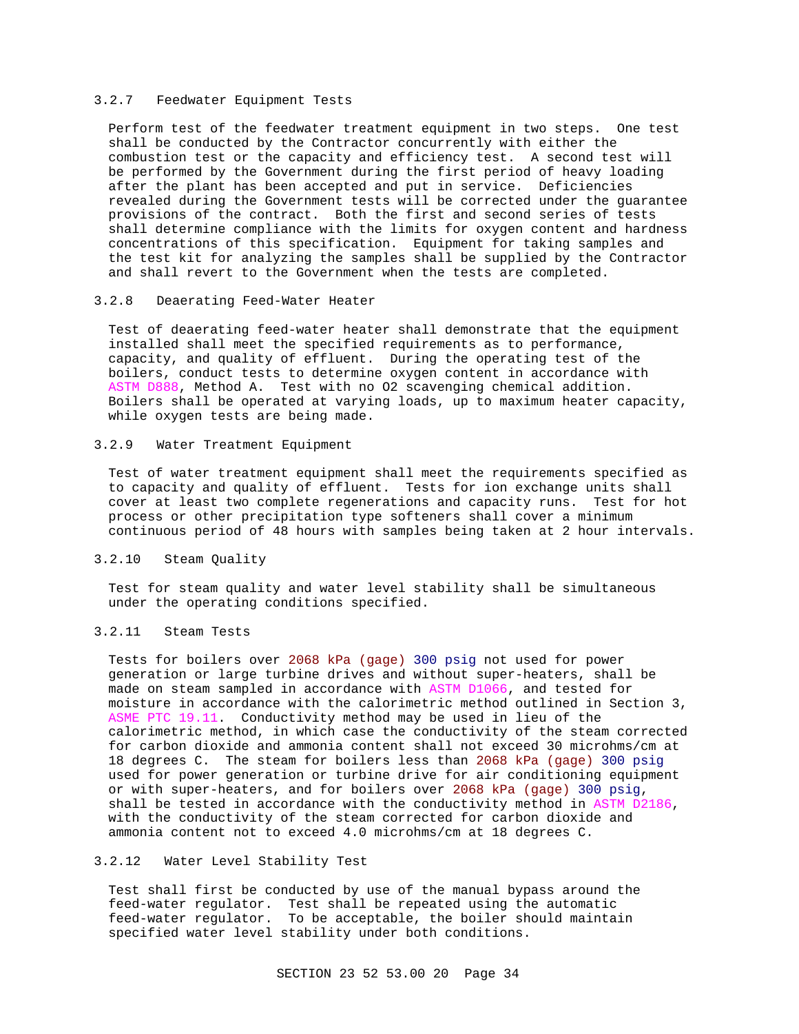### 3.2.7 Feedwater Equipment Tests

Perform test of the feedwater treatment equipment in two steps. One test shall be conducted by the Contractor concurrently with either the combustion test or the capacity and efficiency test. A second test will be performed by the Government during the first period of heavy loading after the plant has been accepted and put in service. Deficiencies revealed during the Government tests will be corrected under the guarantee provisions of the contract. Both the first and second series of tests shall determine compliance with the limits for oxygen content and hardness concentrations of this specification. Equipment for taking samples and the test kit for analyzing the samples shall be supplied by the Contractor and shall revert to the Government when the tests are completed.

### 3.2.8 Deaerating Feed-Water Heater

Test of deaerating feed-water heater shall demonstrate that the equipment installed shall meet the specified requirements as to performance, capacity, and quality of effluent. During the operating test of the boilers, conduct tests to determine oxygen content in accordance with ASTM D888, Method A. Test with no O2 scavenging chemical addition. Boilers shall be operated at varying loads, up to maximum heater capacity, while oxygen tests are being made.

### 3.2.9 Water Treatment Equipment

Test of water treatment equipment shall meet the requirements specified as to capacity and quality of effluent. Tests for ion exchange units shall cover at least two complete regenerations and capacity runs. Test for hot process or other precipitation type softeners shall cover a minimum continuous period of 48 hours with samples being taken at 2 hour intervals.

### 3.2.10 Steam Quality

Test for steam quality and water level stability shall be simultaneous under the operating conditions specified.

### 3.2.11 Steam Tests

Tests for boilers over 2068 kPa (gage) 300 psig not used for power generation or large turbine drives and without super-heaters, shall be made on steam sampled in accordance with ASTM D1066, and tested for moisture in accordance with the calorimetric method outlined in Section 3, ASME PTC 19.11. Conductivity method may be used in lieu of the calorimetric method, in which case the conductivity of the steam corrected for carbon dioxide and ammonia content shall not exceed 30 microhms/cm at 18 degrees C. The steam for boilers less than 2068 kPa (gage) 300 psig used for power generation or turbine drive for air conditioning equipment or with super-heaters, and for boilers over 2068 kPa (gage) 300 psig, shall be tested in accordance with the conductivity method in ASTM D2186, with the conductivity of the steam corrected for carbon dioxide and ammonia content not to exceed 4.0 microhms/cm at 18 degrees C.

### 3.2.12 Water Level Stability Test

Test shall first be conducted by use of the manual bypass around the feed-water regulator. Test shall be repeated using the automatic feed-water regulator. To be acceptable, the boiler should maintain specified water level stability under both conditions.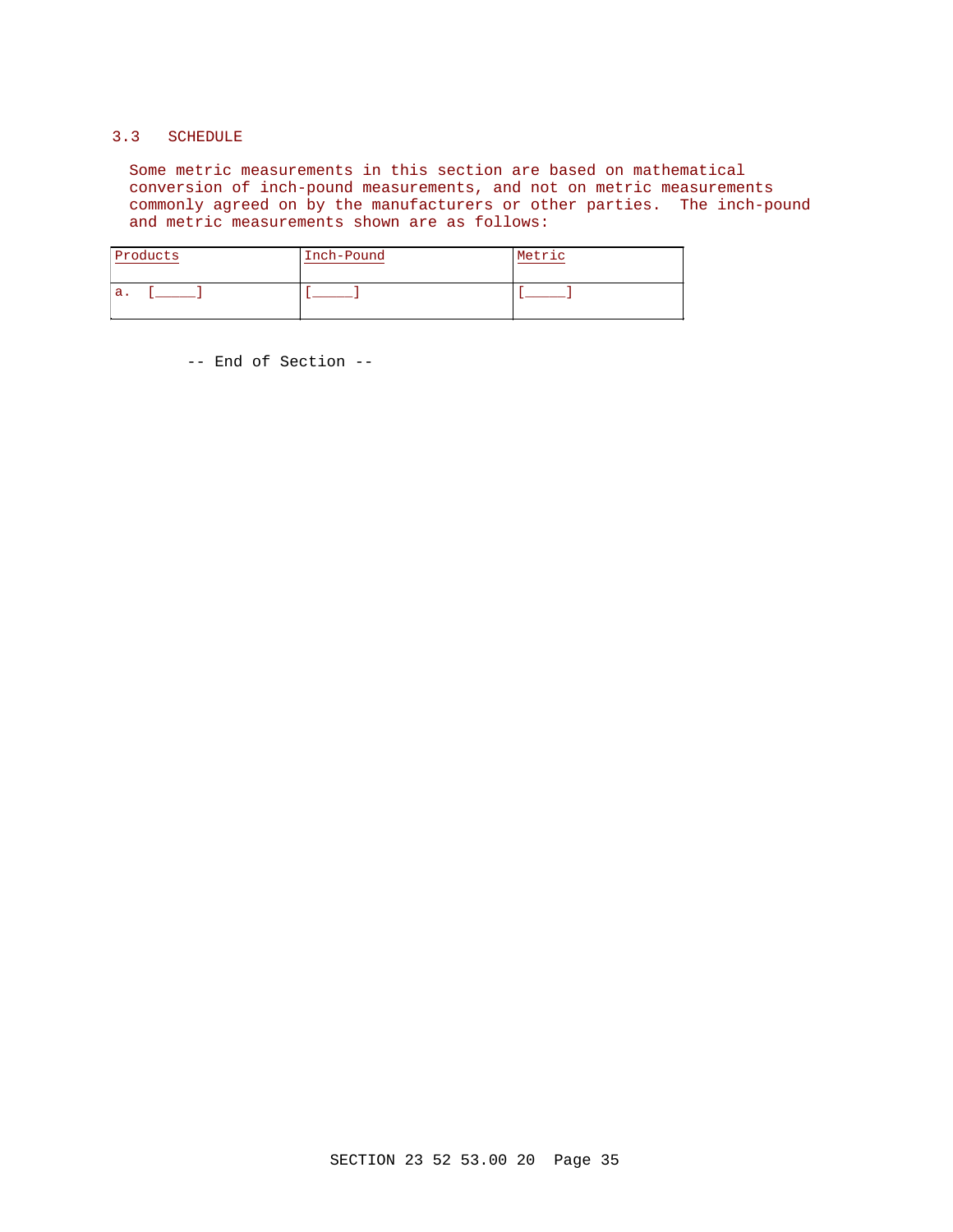## 3.3 SCHEDULE

Some metric measurements in this section are based on mathematical conversion of inch-pound measurements, and not on metric measurements commonly agreed on by the manufacturers or other parties. The inch-pound and metric measurements shown are as follows:

| Products | Inch-Pound | Metric |
|---|---|---|
| a. [_____] | [_____] | [_____] |

-- End of Section --